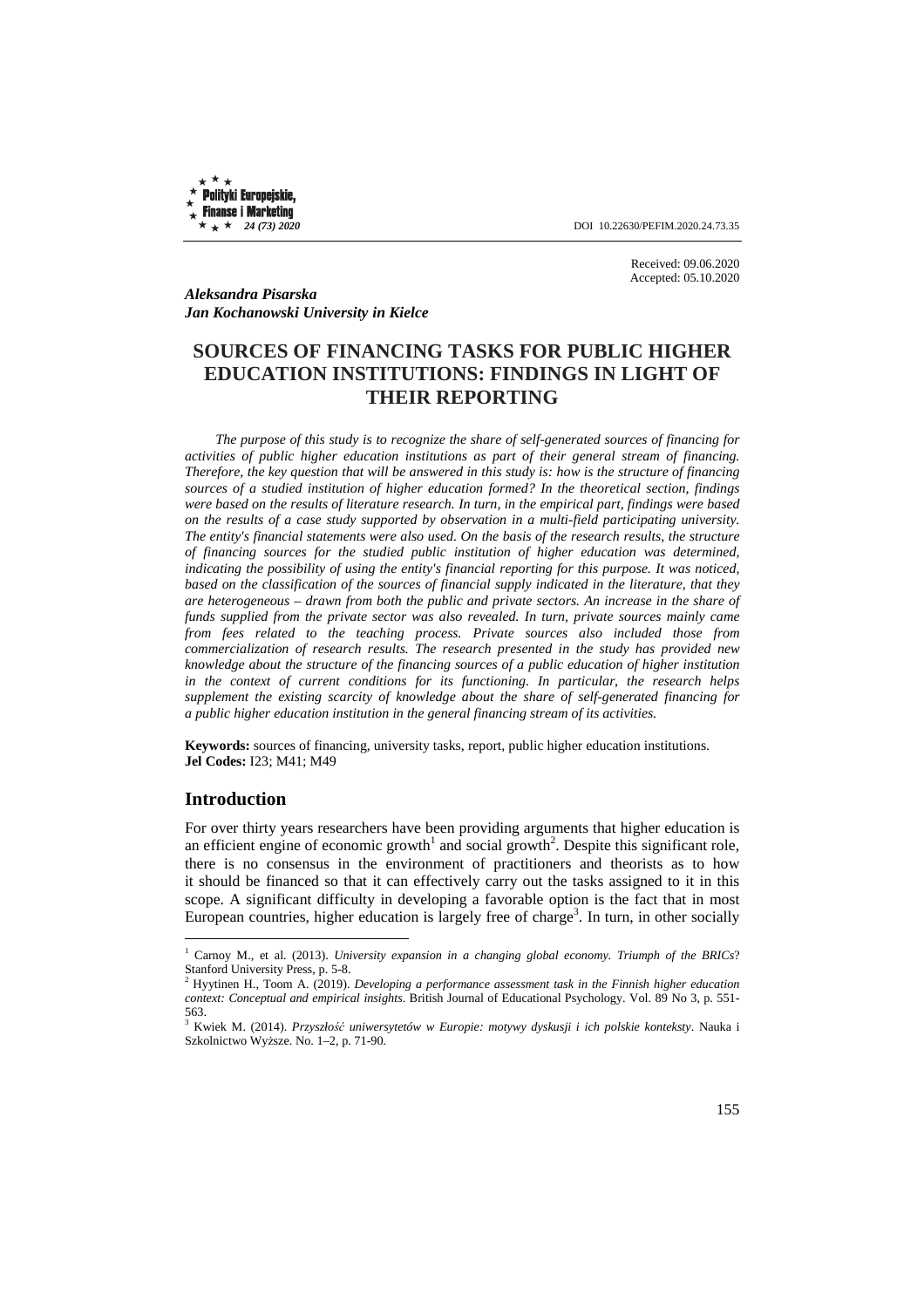Received: 09.06.2020
Accepted: 05.10.2020

***Aleksandra Pisarska***
***Jan Kochanowski University in Kielce***

# SOURCES OF FINANCING TASKS FOR PUBLIC HIGHER EDUCATION INSTITUTIONS: FINDINGS IN LIGHT OF THEIR REPORTING

*The purpose of this study is to recognize the share of self-generated sources of financing for activities of public higher education institutions as part of their general stream of financing. Therefore, the key question that will be answered in this study is: how is the structure of financing sources of a studied institution of higher education formed? In the theoretical section, findings were based on the results of literature research. In turn, in the empirical part, findings were based on the results of a case study supported by observation in a multi-field participating university. The entity's financial statements were also used. On the basis of the research results, the structure of financing sources for the studied public institution of higher education was determined, indicating the possibility of using the entity's financial reporting for this purpose. It was noticed, based on the classification of the sources of financial supply indicated in the literature, that they are heterogeneous – drawn from both the public and private sectors. An increase in the share of funds supplied from the private sector was also revealed. In turn, private sources mainly came from fees related to the teaching process. Private sources also included those from commercialization of research results. The research presented in the study has provided new knowledge about the structure of the financing sources of a public education of higher institution in the context of current conditions for its functioning. In particular, the research helps supplement the existing scarcity of knowledge about the share of self-generated financing for a public higher education institution in the general financing stream of its activities.*

**Keywords:** sources of financing, university tasks, report, public higher education institutions.
**Jel Codes:** I23; M41; M49

## Introduction

For over thirty years researchers have been providing arguments that higher education is an efficient engine of economic growth[1] and social growth[2]. Despite this significant role, there is no consensus in the environment of practitioners and theorists as to how it should be financed so that it can effectively carry out the tasks assigned to it in this scope. A significant difficulty in developing a favorable option is the fact that in most European countries, higher education is largely free of charge[3]. In turn, in other socially

---

[1] Carnoy M., et al. (2013). *University expansion in a changing global economy. Triumph of the BRICs*? Stanford University Press, p. 5-8.

[2] Hyytinen H., Toom A. (2019). *Developing a performance assessment task in the Finnish higher education context: Conceptual and empirical insights*. British Journal of Educational Psychology. Vol. 89 No 3, p. 551-563.

[3] Kwiek M. (2014). *Przyszłość uniwersytetów w Europie: motywy dyskusji i ich polskie konteksty*. Nauka i Szkolnictwo Wyższe. No. 1–2, p. 71-90.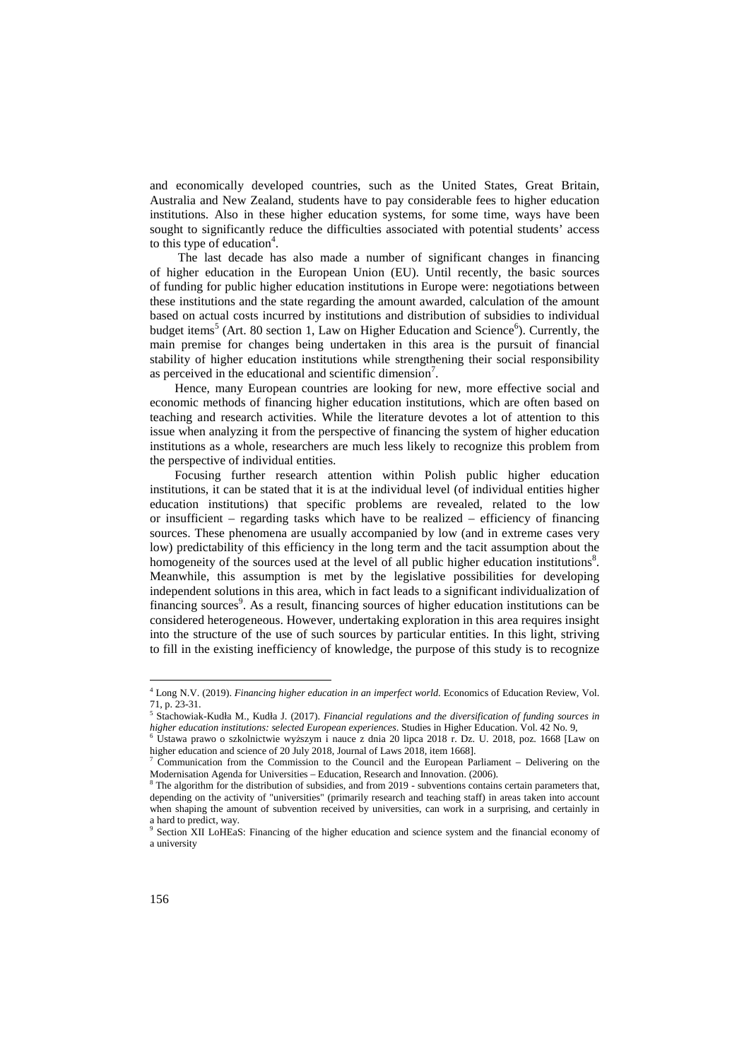and economically developed countries, such as the United States, Great Britain, Australia and New Zealand, students have to pay considerable fees to higher education institutions. Also in these higher education systems, for some time, ways have been sought to significantly reduce the difficulties associated with potential students' access to this type of education[4].

The last decade has also made a number of significant changes in financing of higher education in the European Union (EU). Until recently, the basic sources of funding for public higher education institutions in Europe were: negotiations between these institutions and the state regarding the amount awarded, calculation of the amount based on actual costs incurred by institutions and distribution of subsidies to individual budget items[5] (Art. 80 section 1, Law on Higher Education and Science[6]). Currently, the main premise for changes being undertaken in this area is the pursuit of financial stability of higher education institutions while strengthening their social responsibility as perceived in the educational and scientific dimension[7].

Hence, many European countries are looking for new, more effective social and economic methods of financing higher education institutions, which are often based on teaching and research activities. While the literature devotes a lot of attention to this issue when analyzing it from the perspective of financing the system of higher education institutions as a whole, researchers are much less likely to recognize this problem from the perspective of individual entities.

Focusing further research attention within Polish public higher education institutions, it can be stated that it is at the individual level (of individual entities higher education institutions) that specific problems are revealed, related to the low or insufficient – regarding tasks which have to be realized – efficiency of financing sources. These phenomena are usually accompanied by low (and in extreme cases very low) predictability of this efficiency in the long term and the tacit assumption about the homogeneity of the sources used at the level of all public higher education institutions[8]. Meanwhile, this assumption is met by the legislative possibilities for developing independent solutions in this area, which in fact leads to a significant individualization of financing sources[9]. As a result, financing sources of higher education institutions can be considered heterogeneous. However, undertaking exploration in this area requires insight into the structure of the use of such sources by particular entities. In this light, striving to fill in the existing inefficiency of knowledge, the purpose of this study is to recognize

---

[4] Long N.V. (2019). *Financing higher education in an imperfect world.* Economics of Education Review, Vol. 71, p. 23-31.

[5] Stachowiak-Kudła M., Kudła J. (2017). *Financial regulations and the diversification of funding sources in higher education institutions: selected European experiences*. Studies in Higher Education. Vol. 42 No. 9,

[6] Ustawa prawo o szkolnictwie wyższym i nauce z dnia 20 lipca 2018 r. Dz. U. 2018, poz. 1668 [Law on higher education and science of 20 July 2018, Journal of Laws 2018, item 1668].

[7] Communication from the Commission to the Council and the European Parliament – Delivering on the Modernisation Agenda for Universities – Education, Research and Innovation. (2006).

[8] The algorithm for the distribution of subsidies, and from 2019 - subventions contains certain parameters that, depending on the activity of "universities" (primarily research and teaching staff) in areas taken into account when shaping the amount of subvention received by universities, can work in a surprising, and certainly in a hard to predict, way.

[9] Section XII LoHEaS: Financing of the higher education and science system and the financial economy of a university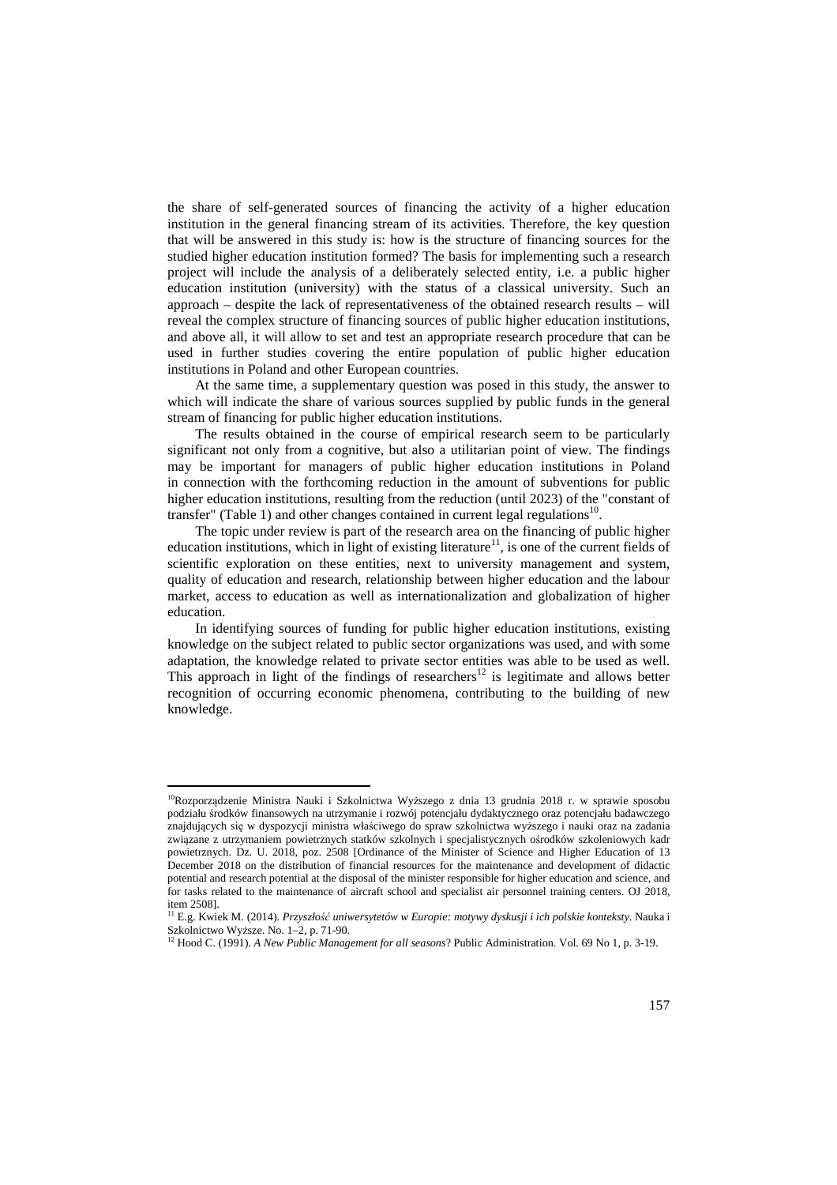the share of self-generated sources of financing the activity of a higher education institution in the general financing stream of its activities. Therefore, the key question that will be answered in this study is: how is the structure of financing sources for the studied higher education institution formed? The basis for implementing such a research project will include the analysis of a deliberately selected entity, i.e. a public higher education institution (university) with the status of a classical university. Such an approach – despite the lack of representativeness of the obtained research results – will reveal the complex structure of financing sources of public higher education institutions, and above all, it will allow to set and test an appropriate research procedure that can be used in further studies covering the entire population of public higher education institutions in Poland and other European countries.

At the same time, a supplementary question was posed in this study, the answer to which will indicate the share of various sources supplied by public funds in the general stream of financing for public higher education institutions.

The results obtained in the course of empirical research seem to be particularly significant not only from a cognitive, but also a utilitarian point of view. The findings may be important for managers of public higher education institutions in Poland in connection with the forthcoming reduction in the amount of subventions for public higher education institutions, resulting from the reduction (until 2023) of the "constant of transfer" (Table 1) and other changes contained in current legal regulations[10].

The topic under review is part of the research area on the financing of public higher education institutions, which in light of existing literature[11], is one of the current fields of scientific exploration on these entities, next to university management and system, quality of education and research, relationship between higher education and the labour market, access to education as well as internationalization and globalization of higher education.

In identifying sources of funding for public higher education institutions, existing knowledge on the subject related to public sector organizations was used, and with some adaptation, the knowledge related to private sector entities was able to be used as well. This approach in light of the findings of researchers[12] is legitimate and allows better recognition of occurring economic phenomena, contributing to the building of new knowledge.

---

[10] Rozporządzenie Ministra Nauki i Szkolnictwa Wyższego z dnia 13 grudnia 2018 r. w sprawie sposobu podziału środków finansowych na utrzymanie i rozwój potencjału dydaktycznego oraz potencjału badawczego znajdujących się w dyspozycji ministra właściwego do spraw szkolnictwa wyższego i nauki oraz na zadania związane z utrzymaniem powietrznych statków szkolnych i specjalistycznych ośrodków szkoleniowych kadr powietrznych. Dz. U. 2018, poz. 2508 [Ordinance of the Minister of Science and Higher Education of 13 December 2018 on the distribution of financial resources for the maintenance and development of didactic potential and research potential at the disposal of the minister responsible for higher education and science, and for tasks related to the maintenance of aircraft school and specialist air personnel training centers. OJ 2018, item 2508].

[11] E.g. Kwiek M. (2014). *Przyszłość uniwersytetów w Europie: motywy dyskusji i ich polskie konteksty.* Nauka i Szkolnictwo Wyższe. No. 1–2, p. 71-90.

[12] Hood C. (1991). *A New Public Management for all seasons*? Public Administration. Vol. 69 No 1, p. 3-19.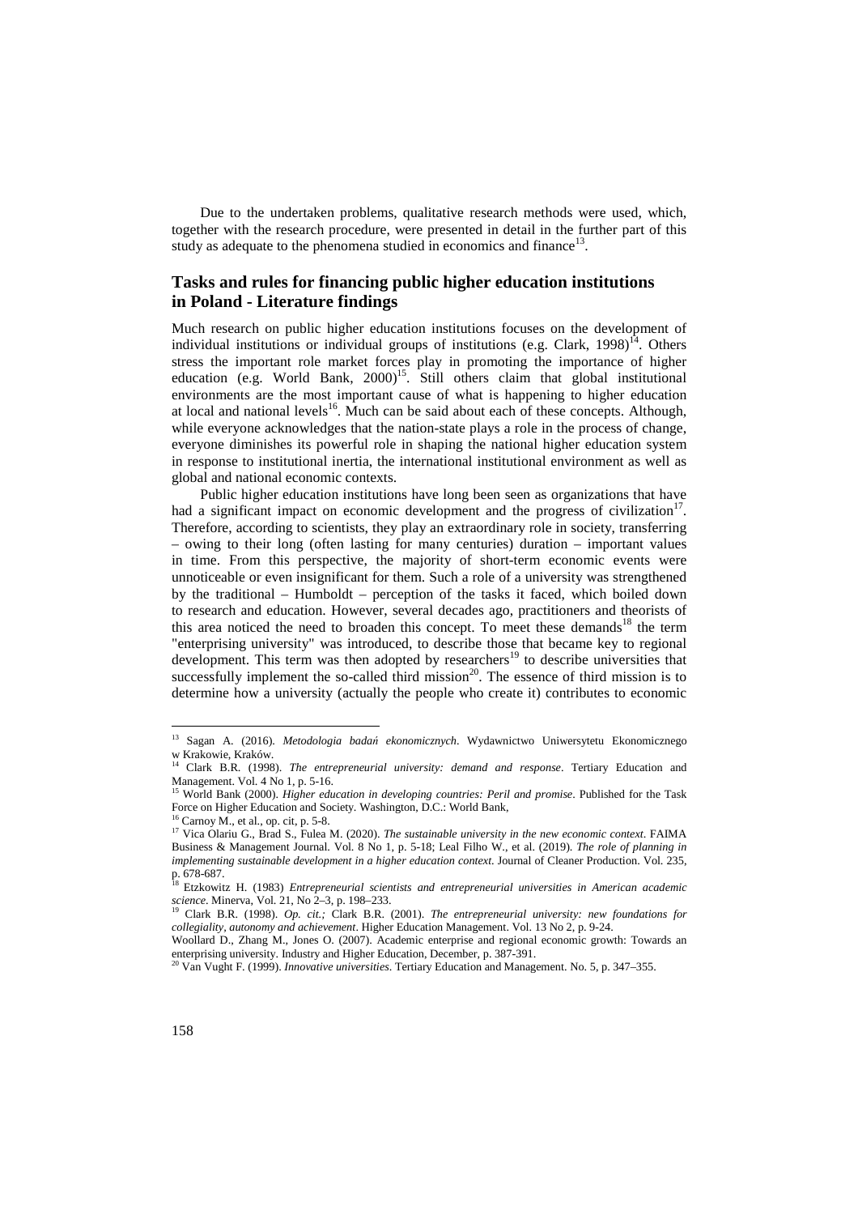Due to the undertaken problems, qualitative research methods were used, which, together with the research procedure, were presented in detail in the further part of this study as adequate to the phenomena studied in economics and finance[13].

## Tasks and rules for financing public higher education institutions in Poland - Literature findings

Much research on public higher education institutions focuses on the development of individual institutions or individual groups of institutions (e.g. Clark, 1998)[14]. Others stress the important role market forces play in promoting the importance of higher education (e.g. World Bank, 2000)[15]. Still others claim that global institutional environments are the most important cause of what is happening to higher education at local and national levels[16]. Much can be said about each of these concepts. Although, while everyone acknowledges that the nation-state plays a role in the process of change, everyone diminishes its powerful role in shaping the national higher education system in response to institutional inertia, the international institutional environment as well as global and national economic contexts.

Public higher education institutions have long been seen as organizations that have had a significant impact on economic development and the progress of civilization[17]. Therefore, according to scientists, they play an extraordinary role in society, transferring – owing to their long (often lasting for many centuries) duration – important values in time. From this perspective, the majority of short-term economic events were unnoticeable or even insignificant for them. Such a role of a university was strengthened by the traditional – Humboldt – perception of the tasks it faced, which boiled down to research and education. However, several decades ago, practitioners and theorists of this area noticed the need to broaden this concept. To meet these demands[18] the term "enterprising university" was introduced, to describe those that became key to regional development. This term was then adopted by researchers[19] to describe universities that successfully implement the so-called third mission[20]. The essence of third mission is to determine how a university (actually the people who create it) contributes to economic

---

[13] Sagan A. (2016). *Metodologia badań ekonomicznych*. Wydawnictwo Uniwersytetu Ekonomicznego w Krakowie, Kraków.

[14] Clark B.R. (1998). *The entrepreneurial university: demand and response*. Tertiary Education and Management. Vol. 4 No 1, p. 5-16.

[15] World Bank (2000). *Higher education in developing countries: Peril and promise*. Published for the Task Force on Higher Education and Society. Washington, D.C.: World Bank,

[16] Carnoy M., et al., op. cit, p. 5-8.

[17] Vica Olariu G., Brad S., Fulea M. (2020). *The sustainable university in the new economic context*. FAIMA Business & Management Journal. Vol. 8 No 1, p. 5-18; Leal Filho W., et al. (2019). *The role of planning in implementing sustainable development in a higher education context*. Journal of Cleaner Production. Vol. 235, p. 678-687.

[18] Etzkowitz H. (1983) *Entrepreneurial scientists and entrepreneurial universities in American academic science*. Minerva, Vol. 21, No 2–3, p. 198–233.

[19] Clark B.R. (1998). *Op. cit.;* Clark B.R. (2001). *The entrepreneurial university: new foundations for collegiality, autonomy and achievement*. Higher Education Management. Vol. 13 No 2, p. 9-24.

Woollard D., Zhang M., Jones O. (2007). Academic enterprise and regional economic growth: Towards an enterprising university. Industry and Higher Education, December, p. 387-391.

[20] Van Vught F. (1999). *Innovative universities*. Tertiary Education and Management. No. 5, p. 347–355.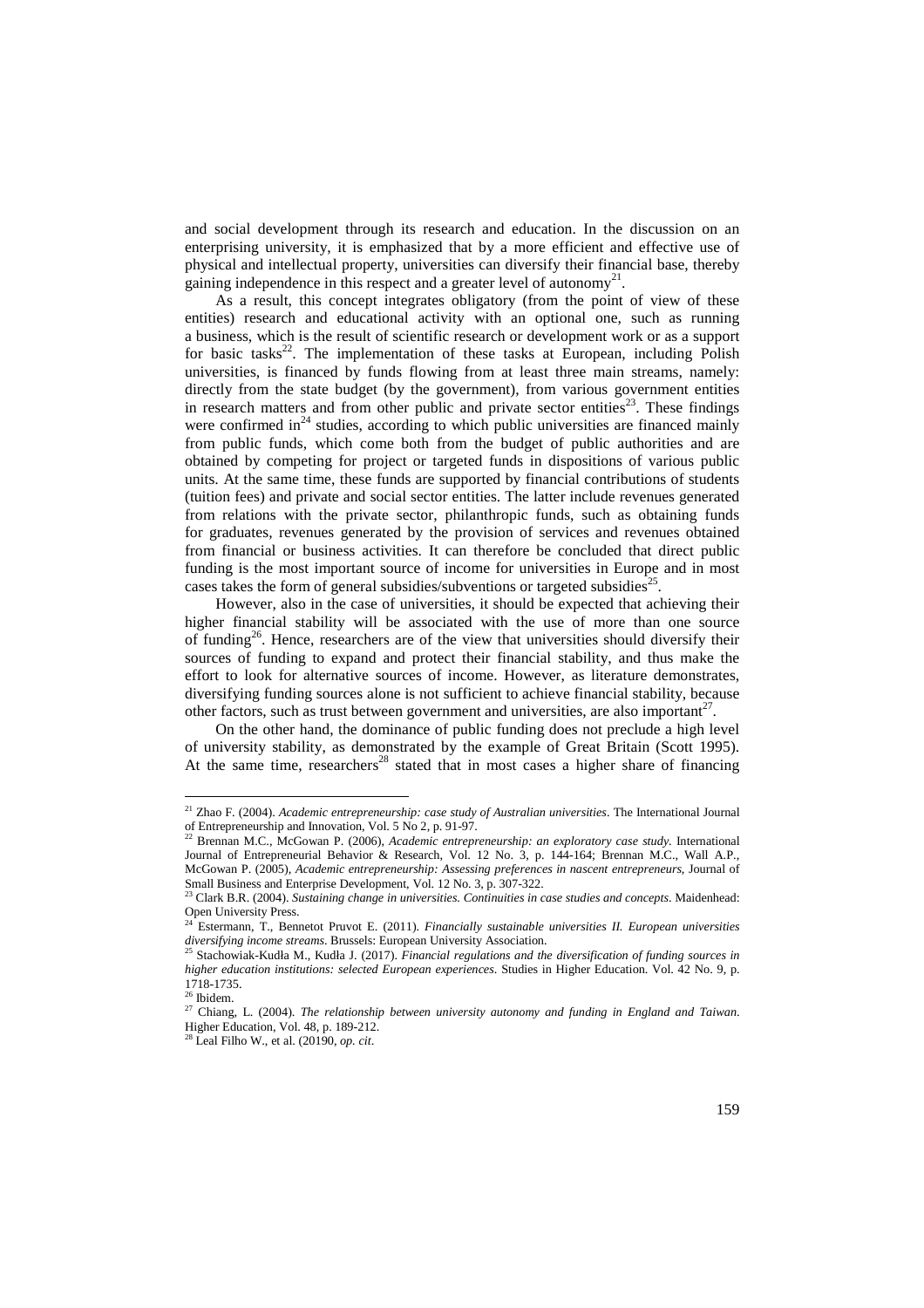and social development through its research and education. In the discussion on an enterprising university, it is emphasized that by a more efficient and effective use of physical and intellectual property, universities can diversify their financial base, thereby gaining independence in this respect and a greater level of autonomy[21].

As a result, this concept integrates obligatory (from the point of view of these entities) research and educational activity with an optional one, such as running a business, which is the result of scientific research or development work or as a support for basic tasks[22]. The implementation of these tasks at European, including Polish universities, is financed by funds flowing from at least three main streams, namely: directly from the state budget (by the government), from various government entities in research matters and from other public and private sector entities[23]. These findings were confirmed in[24] studies, according to which public universities are financed mainly from public funds, which come both from the budget of public authorities and are obtained by competing for project or targeted funds in dispositions of various public units. At the same time, these funds are supported by financial contributions of students (tuition fees) and private and social sector entities. The latter include revenues generated from relations with the private sector, philanthropic funds, such as obtaining funds for graduates, revenues generated by the provision of services and revenues obtained from financial or business activities. It can therefore be concluded that direct public funding is the most important source of income for universities in Europe and in most cases takes the form of general subsidies/subventions or targeted subsidies[25].

However, also in the case of universities, it should be expected that achieving their higher financial stability will be associated with the use of more than one source of funding[26]. Hence, researchers are of the view that universities should diversify their sources of funding to expand and protect their financial stability, and thus make the effort to look for alternative sources of income. However, as literature demonstrates, diversifying funding sources alone is not sufficient to achieve financial stability, because other factors, such as trust between government and universities, are also important[27].

On the other hand, the dominance of public funding does not preclude a high level of university stability, as demonstrated by the example of Great Britain (Scott 1995). At the same time, researchers[28] stated that in most cases a higher share of financing

---

[21] Zhao F. (2004). *Academic entrepreneurship: case study of Australian universities*. The International Journal of Entrepreneurship and Innovation, Vol. 5 No 2, p. 91-97.

[22] Brennan M.C., McGowan P. (2006), *Academic entrepreneurship: an exploratory case study*. International Journal of Entrepreneurial Behavior & Research, Vol. 12 No. 3, p. 144-164; Brennan M.C., Wall A.P., McGowan P. (2005), *Academic entrepreneurship: Assessing preferences in nascent entrepreneurs*, Journal of Small Business and Enterprise Development, Vol. 12 No. 3, p. 307-322.

[23] Clark B.R. (2004). *Sustaining change in universities. Continuities in case studies and concepts*. Maidenhead: Open University Press.

[24] Estermann, T., Bennetot Pruvot E. (2011). *Financially sustainable universities II. European universities diversifying income streams*. Brussels: European University Association.

[25] Stachowiak-Kudła M., Kudła J. (2017). *Financial regulations and the diversification of funding sources in higher education institutions: selected European experiences*. Studies in Higher Education. Vol. 42 No. 9, p. 1718-1735.

[26] Ibidem.

[27] Chiang, L. (2004). *The relationship between university autonomy and funding in England and Taiwan*. Higher Education, Vol. 48, p. 189-212.

[28] Leal Filho W., et al. (20190, *op. cit*.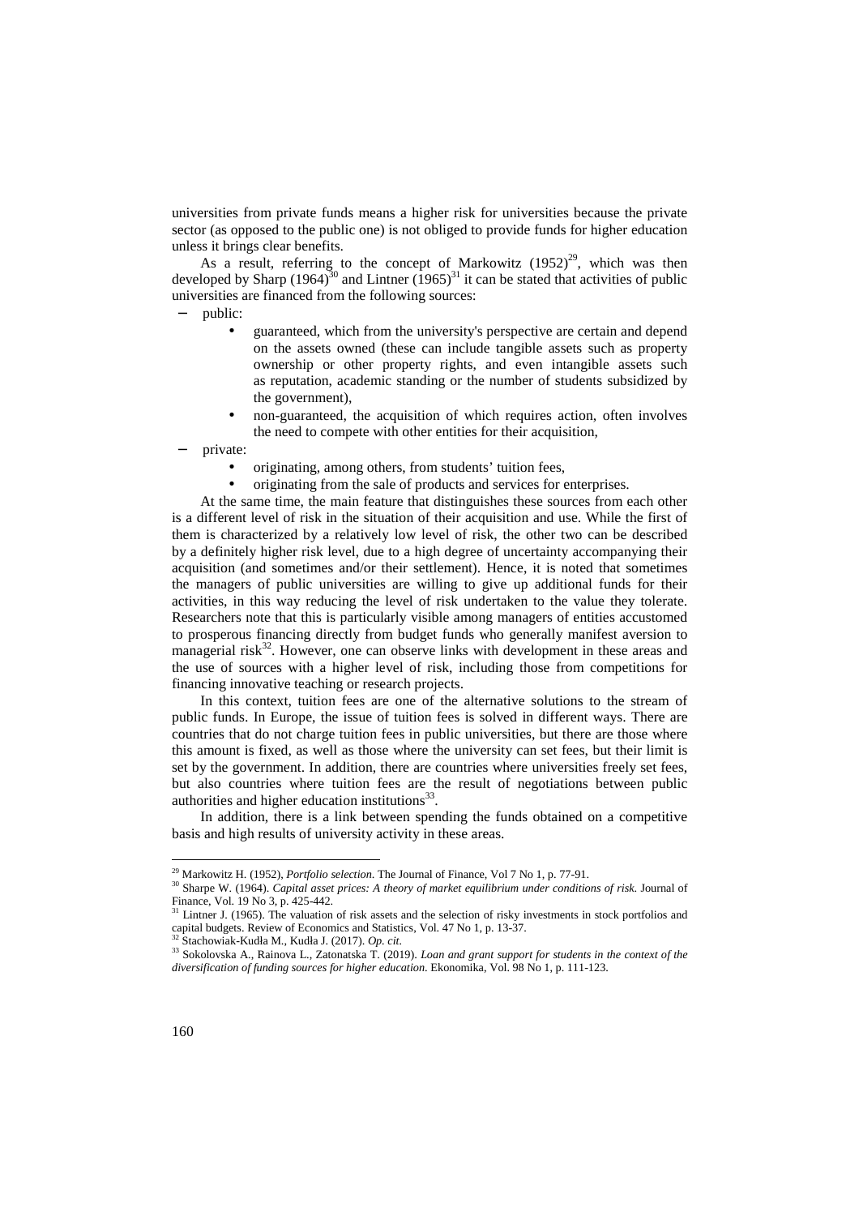universities from private funds means a higher risk for universities because the private sector (as opposed to the public one) is not obliged to provide funds for higher education unless it brings clear benefits.

As a result, referring to the concept of Markowitz (1952)[29], which was then developed by Sharp (1964)[30] and Lintner (1965)[31] it can be stated that activities of public universities are financed from the following sources:

- public:
  - guaranteed, which from the university's perspective are certain and depend on the assets owned (these can include tangible assets such as property ownership or other property rights, and even intangible assets such as reputation, academic standing or the number of students subsidized by the government),
  - non-guaranteed, the acquisition of which requires action, often involves the need to compete with other entities for their acquisition,
- private:
  - originating, among others, from students' tuition fees,
  - originating from the sale of products and services for enterprises.

At the same time, the main feature that distinguishes these sources from each other is a different level of risk in the situation of their acquisition and use. While the first of them is characterized by a relatively low level of risk, the other two can be described by a definitely higher risk level, due to a high degree of uncertainty accompanying their acquisition (and sometimes and/or their settlement). Hence, it is noted that sometimes the managers of public universities are willing to give up additional funds for their activities, in this way reducing the level of risk undertaken to the value they tolerate. Researchers note that this is particularly visible among managers of entities accustomed to prosperous financing directly from budget funds who generally manifest aversion to managerial risk[32]. However, one can observe links with development in these areas and the use of sources with a higher level of risk, including those from competitions for financing innovative teaching or research projects.

In this context, tuition fees are one of the alternative solutions to the stream of public funds. In Europe, the issue of tuition fees is solved in different ways. There are countries that do not charge tuition fees in public universities, but there are those where this amount is fixed, as well as those where the university can set fees, but their limit is set by the government. In addition, there are countries where universities freely set fees, but also countries where tuition fees are the result of negotiations between public authorities and higher education institutions[33].

In addition, there is a link between spending the funds obtained on a competitive basis and high results of university activity in these areas.

---

[29] Markowitz H. (1952), *Portfolio selection*. The Journal of Finance, Vol 7 No 1, p. 77-91.

[30] Sharpe W. (1964). *Capital asset prices: A theory of market equilibrium under conditions of risk*. Journal of Finance, Vol. 19 No 3, p. 425-442.

[31] Lintner J. (1965). The valuation of risk assets and the selection of risky investments in stock portfolios and capital budgets. Review of Economics and Statistics, Vol. 47 No 1, p. 13-37.

[32] Stachowiak-Kudła M., Kudła J. (2017). *Op. cit.*

[33] Sokolovska A., Rainova L., Zatonatska T. (2019). *Loan and grant support for students in the context of the diversification of funding sources for higher education*. Ekonomika, Vol. 98 No 1, p. 111-123.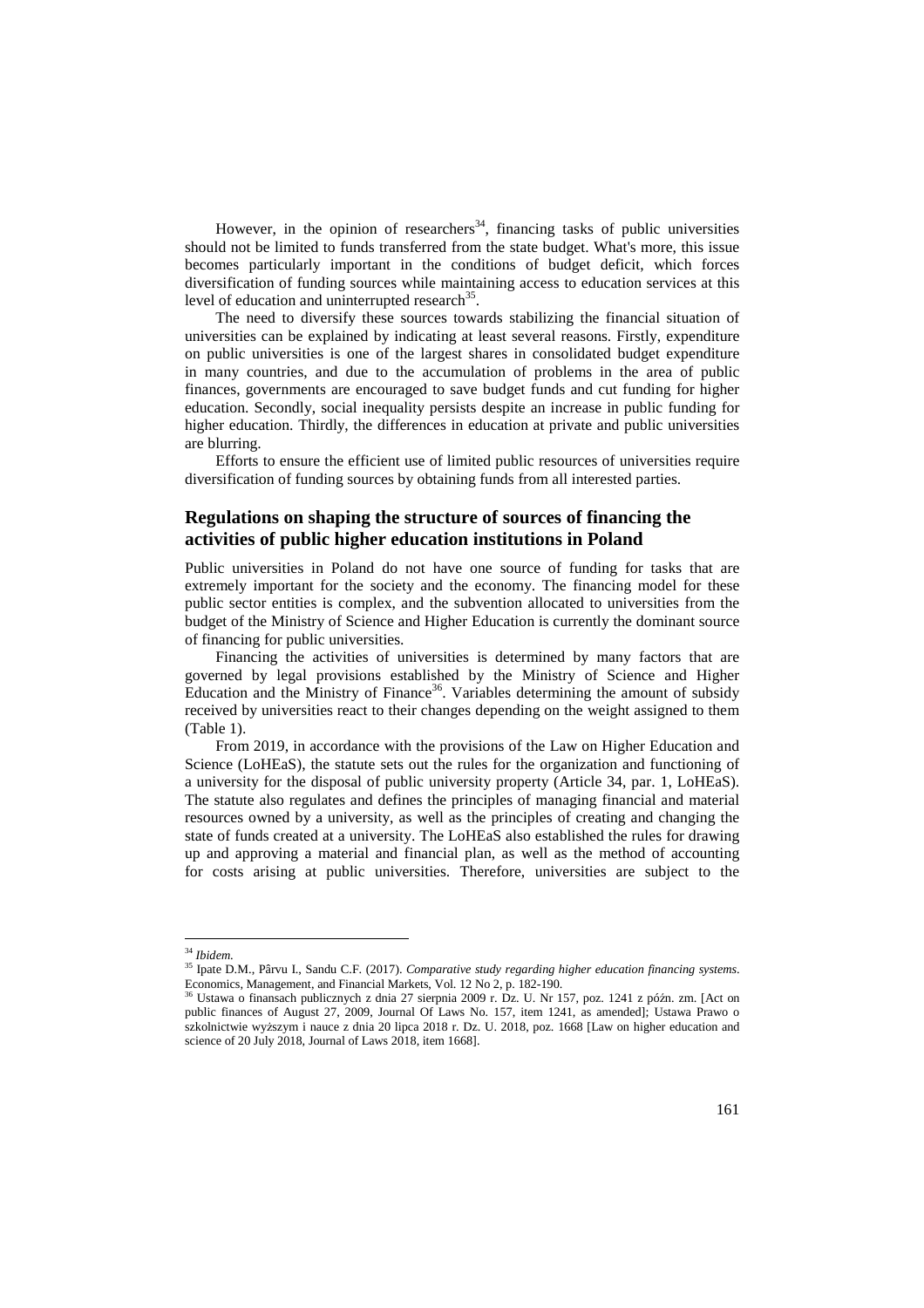However, in the opinion of researchers[34], financing tasks of public universities should not be limited to funds transferred from the state budget. What's more, this issue becomes particularly important in the conditions of budget deficit, which forces diversification of funding sources while maintaining access to education services at this level of education and uninterrupted research[35].

The need to diversify these sources towards stabilizing the financial situation of universities can be explained by indicating at least several reasons. Firstly, expenditure on public universities is one of the largest shares in consolidated budget expenditure in many countries, and due to the accumulation of problems in the area of public finances, governments are encouraged to save budget funds and cut funding for higher education. Secondly, social inequality persists despite an increase in public funding for higher education. Thirdly, the differences in education at private and public universities are blurring.

Efforts to ensure the efficient use of limited public resources of universities require diversification of funding sources by obtaining funds from all interested parties.

## Regulations on shaping the structure of sources of financing the activities of public higher education institutions in Poland

Public universities in Poland do not have one source of funding for tasks that are extremely important for the society and the economy. The financing model for these public sector entities is complex, and the subvention allocated to universities from the budget of the Ministry of Science and Higher Education is currently the dominant source of financing for public universities.

Financing the activities of universities is determined by many factors that are governed by legal provisions established by the Ministry of Science and Higher Education and the Ministry of Finance[36]. Variables determining the amount of subsidy received by universities react to their changes depending on the weight assigned to them (Table 1).

From 2019, in accordance with the provisions of the Law on Higher Education and Science (LoHEaS), the statute sets out the rules for the organization and functioning of a university for the disposal of public university property (Article 34, par. 1, LoHEaS). The statute also regulates and defines the principles of managing financial and material resources owned by a university, as well as the principles of creating and changing the state of funds created at a university. The LoHEaS also established the rules for drawing up and approving a material and financial plan, as well as the method of accounting for costs arising at public universities. Therefore, universities are subject to the

---

[34] *Ibidem.*

[35] Ipate D.M., Pârvu I., Sandu C.F. (2017). *Comparative study regarding higher education financing systems*. Economics, Management, and Financial Markets, Vol. 12 No 2, p. 182-190.

[36] Ustawa o finansach publicznych z dnia 27 sierpnia 2009 r. Dz. U. Nr 157, poz. 1241 z późn. zm. [Act on public finances of August 27, 2009, Journal Of Laws No. 157, item 1241, as amended]; Ustawa Prawo o szkolnictwie wyższym i nauce z dnia 20 lipca 2018 r. Dz. U. 2018, poz. 1668 [Law on higher education and science of 20 July 2018, Journal of Laws 2018, item 1668].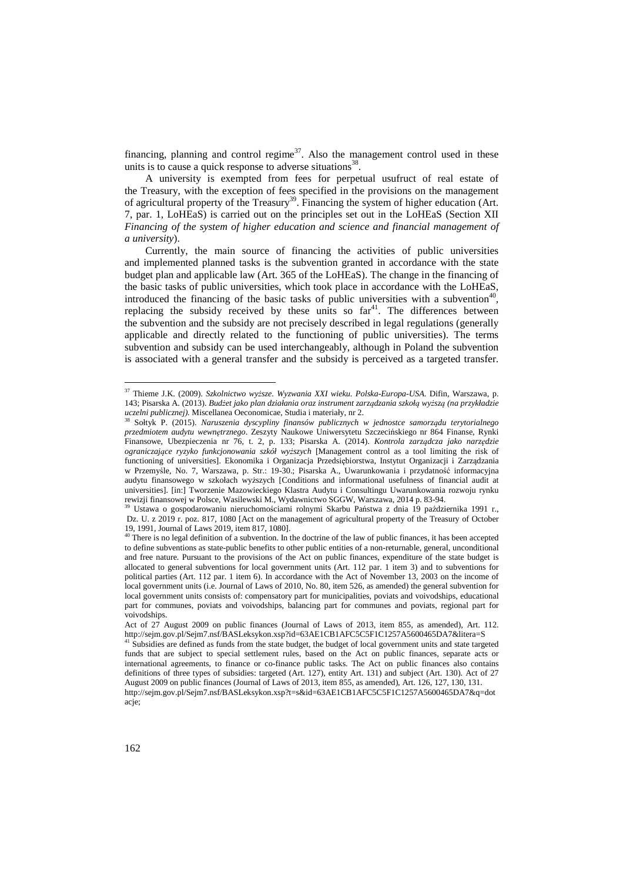financing, planning and control regime[37]. Also the management control used in these units is to cause a quick response to adverse situations[38].

A university is exempted from fees for perpetual usufruct of real estate of the Treasury, with the exception of fees specified in the provisions on the management of agricultural property of the Treasury[39]. Financing the system of higher education (Art. 7, par. 1, LoHEaS) is carried out on the principles set out in the LoHEaS (Section XII *Financing of the system of higher education and science and financial management of a university*).

Currently, the main source of financing the activities of public universities and implemented planned tasks is the subvention granted in accordance with the state budget plan and applicable law (Art. 365 of the LoHEaS). The change in the financing of the basic tasks of public universities, which took place in accordance with the LoHEaS, introduced the financing of the basic tasks of public universities with a subvention[40], replacing the subsidy received by these units so far[41]. The differences between the subvention and the subsidy are not precisely described in legal regulations (generally applicable and directly related to the functioning of public universities). The terms subvention and subsidy can be used interchangeably, although in Poland the subvention is associated with a general transfer and the subsidy is perceived as a targeted transfer.

---

[37] Thieme J.K. (2009). *Szkolnictwo wyższe. Wyzwania XXI wieku. Polska-Europa-USA*. Difin, Warszawa, p. 143; Pisarska A. (2013). *Budżet jako plan działania oraz instrument zarządzania szkołą wyższą (na przykładzie uczelni publicznej).* Miscellanea Oeconomicae, Studia i materiały, nr 2.

[38] Sołtyk P. (2015). *Naruszenia dyscypliny finansów publicznych w jednostce samorządu terytorialnego przedmiotem audytu wewnętrznego*. Zeszyty Naukowe Uniwersytetu Szczecińskiego nr 864 Finanse, Rynki Finansowe, Ubezpieczenia nr 76, t. 2, p. 133; Pisarska A. (2014). *Kontrola zarządcza jako narzędzie ograniczające ryzyko funkcjonowania szkół wyższych* [Management control as a tool limiting the risk of functioning of universities]. Ekonomika i Organizacja Przedsiębiorstwa, Instytut Organizacji i Zarządzania w Przemyślе, No. 7, Warszawa, p. Str.: 19-30.; Pisarska A., Uwarunkowania i przydatność informacyjna audytu finansowego w szkołach wyższych [Conditions and informational usefulness of financial audit at universities]. [in:] Tworzenie Mazowieckiego Klastra Audytu i Consultingu Uwarunkowania rozwoju rynku rewizji finansowej w Polsce, Wasilewski M., Wydawnictwo SGGW, Warszawa, 2014 p. 83-94.

[39] Ustawa o gospodarowaniu nieruchomościami rolnymi Skarbu Państwa z dnia 19 października 1991 r., Dz. U. z 2019 r. poz. 817, 1080 [Act on the management of agricultural property of the Treasury of October 19, 1991, Journal of Laws 2019, item 817, 1080].

[40] There is no legal definition of a subvention. In the doctrine of the law of public finances, it has been accepted to define subventions as state-public benefits to other public entities of a non-returnable, general, unconditional and free nature. Pursuant to the provisions of the Act on public finances, expenditure of the state budget is allocated to general subventions for local government units (Art. 112 par. 1 item 3) and to subventions for political parties (Art. 112 par. 1 item 6). In accordance with the Act of November 13, 2003 on the income of local government units (i.e. Journal of Laws of 2010, No. 80, item 526, as amended) the general subvention for local government units consists of: compensatory part for municipalities, poviats and voivodships, educational part for communes, poviats and voivodships, balancing part for communes and poviats, regional part for voivodships.

Act of 27 August 2009 on public finances (Journal of Laws of 2013, item 855, as amended), Art. 112. http://sejm.gov.pl/Sejm7.nsf/BASLeksykon.xsp?id=63AE1CB1AFC5C5F1C1257A5600465DA7&litera=S

[41] Subsidies are defined as funds from the state budget, the budget of local government units and state targeted funds that are subject to special settlement rules, based on the Act on public finances, separate acts or international agreements, to finance or co-finance public tasks. The Act on public finances also contains definitions of three types of subsidies: targeted (Art. 127), entity Art. 131) and subject (Art. 130). Act of 27 August 2009 on public finances (Journal of Laws of 2013, item 855, as amended), Art. 126, 127, 130, 131. http://sejm.gov.pl/Sejm7.nsf/BASLeksykon.xsp?t=s&id=63AE1CB1AFC5C5F1C1257A5600465DA7&q=dotacje;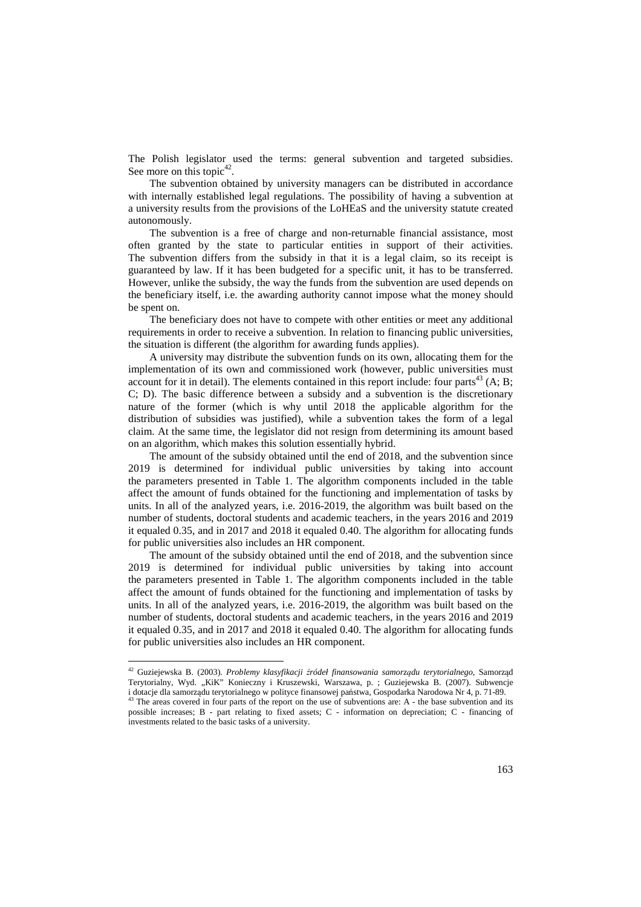The Polish legislator used the terms: general subvention and targeted subsidies. See more on this topic[42].

The subvention obtained by university managers can be distributed in accordance with internally established legal regulations. The possibility of having a subvention at a university results from the provisions of the LoHEaS and the university statute created autonomously.

The subvention is a free of charge and non-returnable financial assistance, most often granted by the state to particular entities in support of their activities. The subvention differs from the subsidy in that it is a legal claim, so its receipt is guaranteed by law. If it has been budgeted for a specific unit, it has to be transferred. However, unlike the subsidy, the way the funds from the subvention are used depends on the beneficiary itself, i.e. the awarding authority cannot impose what the money should be spent on.

The beneficiary does not have to compete with other entities or meet any additional requirements in order to receive a subvention. In relation to financing public universities, the situation is different (the algorithm for awarding funds applies).

A university may distribute the subvention funds on its own, allocating them for the implementation of its own and commissioned work (however, public universities must account for it in detail). The elements contained in this report include: four parts[43] (A; B; C; D). The basic difference between a subsidy and a subvention is the discretionary nature of the former (which is why until 2018 the applicable algorithm for the distribution of subsidies was justified), while a subvention takes the form of a legal claim. At the same time, the legislator did not resign from determining its amount based on an algorithm, which makes this solution essentially hybrid.

The amount of the subsidy obtained until the end of 2018, and the subvention since 2019 is determined for individual public universities by taking into account the parameters presented in Table 1. The algorithm components included in the table affect the amount of funds obtained for the functioning and implementation of tasks by units. In all of the analyzed years, i.e. 2016-2019, the algorithm was built based on the number of students, doctoral students and academic teachers, in the years 2016 and 2019 it equaled 0.35, and in 2017 and 2018 it equaled 0.40. The algorithm for allocating funds for public universities also includes an HR component.

The amount of the subsidy obtained until the end of 2018, and the subvention since 2019 is determined for individual public universities by taking into account the parameters presented in Table 1. The algorithm components included in the table affect the amount of funds obtained for the functioning and implementation of tasks by units. In all of the analyzed years, i.e. 2016-2019, the algorithm was built based on the number of students, doctoral students and academic teachers, in the years 2016 and 2019 it equaled 0.35, and in 2017 and 2018 it equaled 0.40. The algorithm for allocating funds for public universities also includes an HR component.

---

[42] Guziejewska B. (2003). *Problemy klasyfikacji źródeł finansowania samorządu terytorialnego*, Samorząd Terytorialny, Wyd. „KiK" Konieczny i Kruszewski, Warszawa, p. ; Guziejewska B. (2007). Subwencje i dotacje dla samorządu terytorialnego w polityce finansowej państwa, Gospodarka Narodowa Nr 4, p. 71-89.

[43] The areas covered in four parts of the report on the use of subventions are: A - the base subvention and its possible increases; B - part relating to fixed assets; C - information on depreciation; C - financing of investments related to the basic tasks of a university.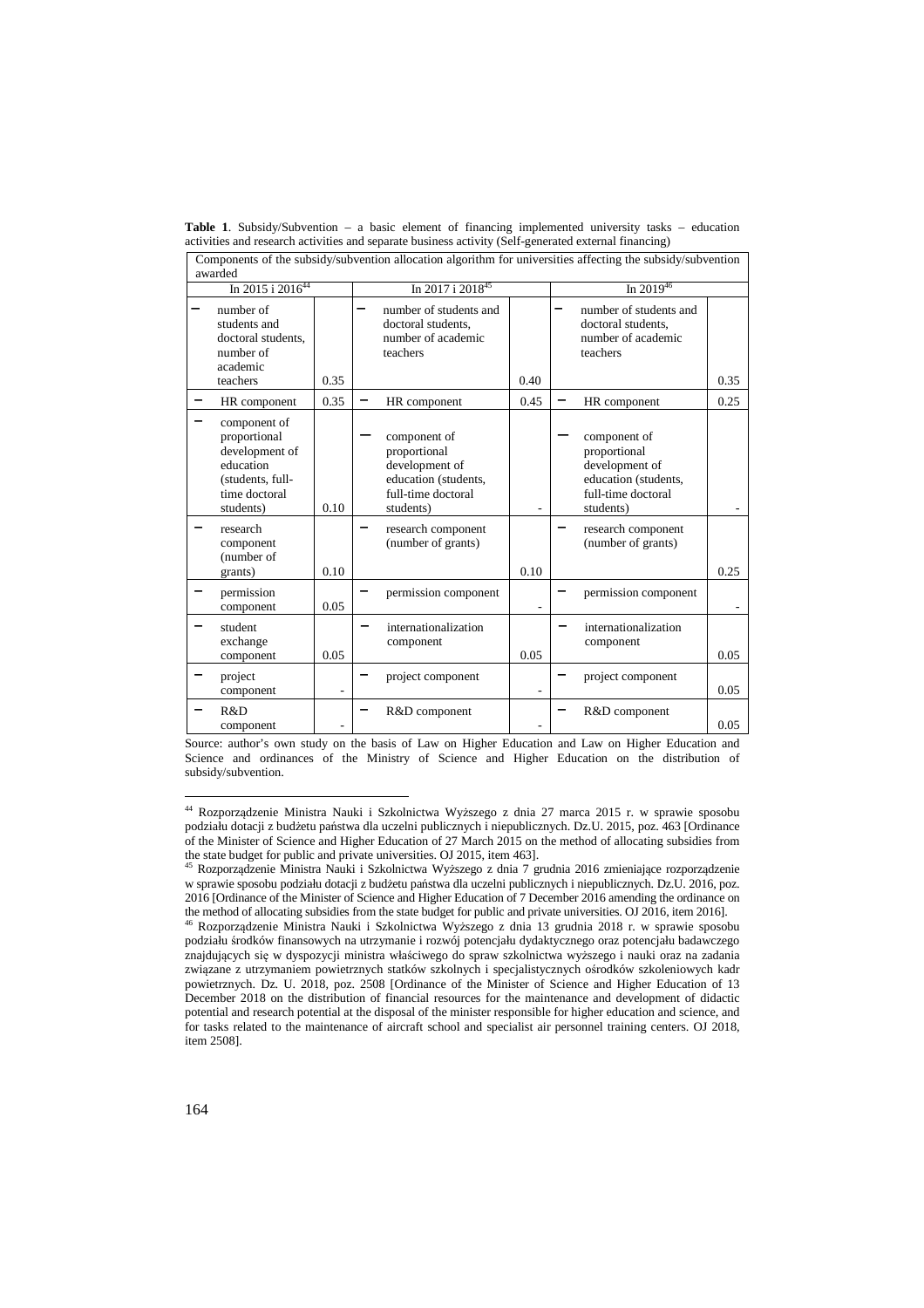**Table 1**. Subsidy/Subvention – a basic element of financing implemented university tasks – education activities and research activities and separate business activity (Self-generated external financing)

| Components of the subsidy/subvention allocation algorithm for universities affecting the subsidy/subvention awarded | | | | | |
|---|---|---|---|---|---|
| In 2015 i 2016[44] | | In 2017 i 2018[45] | | In 2019[46] | |
| – number of students and doctoral students, number of academic teachers | 0.35 | – number of students and doctoral students, number of academic teachers | 0.40 | – number of students and doctoral students, number of academic teachers | 0.35 |
| – HR component | 0.35 | – HR component | 0.45 | – HR component | 0.25 |
| – component of proportional development of education (students, full-time doctoral students) | 0.10 | – component of proportional development of education (students, full-time doctoral students) | - | – component of proportional development of education (students, full-time doctoral students) | - |
| – research component (number of grants) | 0.10 | – research component (number of grants) | 0.10 | – research component (number of grants) | 0.25 |
| – permission component | 0.05 | – permission component | - | – permission component | - |
| – student exchange component | 0.05 | – internationalization component | 0.05 | – internationalization component | 0.05 |
| – project component | - | – project component | - | – project component | 0.05 |
| – R&D component | - | – R&D component | - | – R&D component | 0.05 |

Source: author's own study on the basis of Law on Higher Education and Law on Higher Education and Science and ordinances of the Ministry of Science and Higher Education on the distribution of subsidy/subvention.

---

[44] Rozporządzenie Ministra Nauki i Szkolnictwa Wyższego z dnia 27 marca 2015 r. w sprawie sposobu podziału dotacji z budżetu państwa dla uczelni publicznych i niepublicznych. Dz.U. 2015, poz. 463 [Ordinance of the Minister of Science and Higher Education of 27 March 2015 on the method of allocating subsidies from the state budget for public and private universities. OJ 2015, item 463].

[45] Rozporządzenie Ministra Nauki i Szkolnictwa Wyższego z dnia 7 grudnia 2016 zmieniające rozporządzenie w sprawie sposobu podziału dotacji z budżetu państwa dla uczelni publicznych i niepublicznych. Dz.U. 2016, poz. 2016 [Ordinance of the Minister of Science and Higher Education of 7 December 2016 amending the ordinance on the method of allocating subsidies from the state budget for public and private universities. OJ 2016, item 2016].

[46] Rozporządzenie Ministra Nauki i Szkolnictwa Wyższego z dnia 13 grudnia 2018 r. w sprawie sposobu podziału środków finansowych na utrzymanie i rozwój potencjału dydaktycznego oraz potencjału badawczego znajdujących się w dyspozycji ministra właściwego do spraw szkolnictwa wyższego i nauki oraz na zadania związane z utrzymaniem powietrznych statków szkolnych i specjalistycznych ośrodków szkoleniowych kadr powietrznych. Dz. U. 2018, poz. 2508 [Ordinance of the Minister of Science and Higher Education of 13 December 2018 on the distribution of financial resources for the maintenance and development of didactic potential and research potential at the disposal of the minister responsible for higher education and science, and for tasks related to the maintenance of aircraft school and specialist air personnel training centers. OJ 2018, item 2508].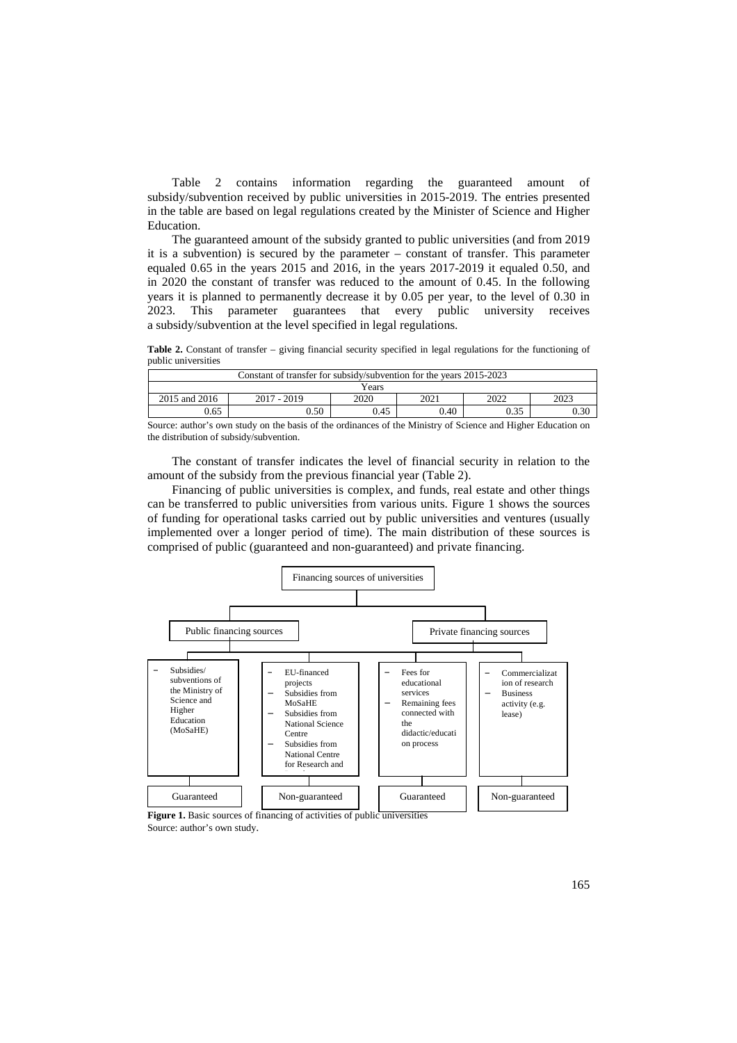Table 2 contains information regarding the guaranteed amount of subsidy/subvention received by public universities in 2015-2019. The entries presented in the table are based on legal regulations created by the Minister of Science and Higher Education.

The guaranteed amount of the subsidy granted to public universities (and from 2019 it is a subvention) is secured by the parameter – constant of transfer. This parameter equaled 0.65 in the years 2015 and 2016, in the years 2017-2019 it equaled 0.50, and in 2020 the constant of transfer was reduced to the amount of 0.45. In the following years it is planned to permanently decrease it by 0.05 per year, to the level of 0.30 in 2023. This parameter guarantees that every public university receives a subsidy/subvention at the level specified in legal regulations.

**Table 2.** Constant of transfer – giving financial security specified in legal regulations for the functioning of public universities

| Constant of transfer for subsidy/subvention for the years 2015-2023 | | | | | |
|---|---|---|---|---|---|
| Years | | | | | |
| 2015 and 2016 | 2017 - 2019 | 2020 | 2021 | 2022 | 2023 |
| 0.65 | 0.50 | 0.45 | 0.40 | 0.35 | 0.30 |

Source: author's own study on the basis of the ordinances of the Ministry of Science and Higher Education on the distribution of subsidy/subvention.

The constant of transfer indicates the level of financial security in relation to the amount of the subsidy from the previous financial year (Table 2).

Financing of public universities is complex, and funds, real estate and other things can be transferred to public universities from various units. Figure 1 shows the sources of funding for operational tasks carried out by public universities and ventures (usually implemented over a longer period of time). The main distribution of these sources is comprised of public (guaranteed and non-guaranteed) and private financing.

Financing sources of universities

Public financing sources

- Subsidies/subventions of the Ministry of Science and Higher Education (MoSaHE)

Guaranteed

- EU-financed projects
- Subsidies from MoSaHE
- Subsidies from National Science Centre
- Subsidies from National Centre for Research and

Non-guaranteed

Private financing sources

- Fees for educational services
- Remaining fees connected with the didactic/education process

Guaranteed

- Commercialization of research
- Business activity (e.g. lease)

Non-guaranteed

**Figure 1.** Basic sources of financing of activities of public universities

Source: author's own study.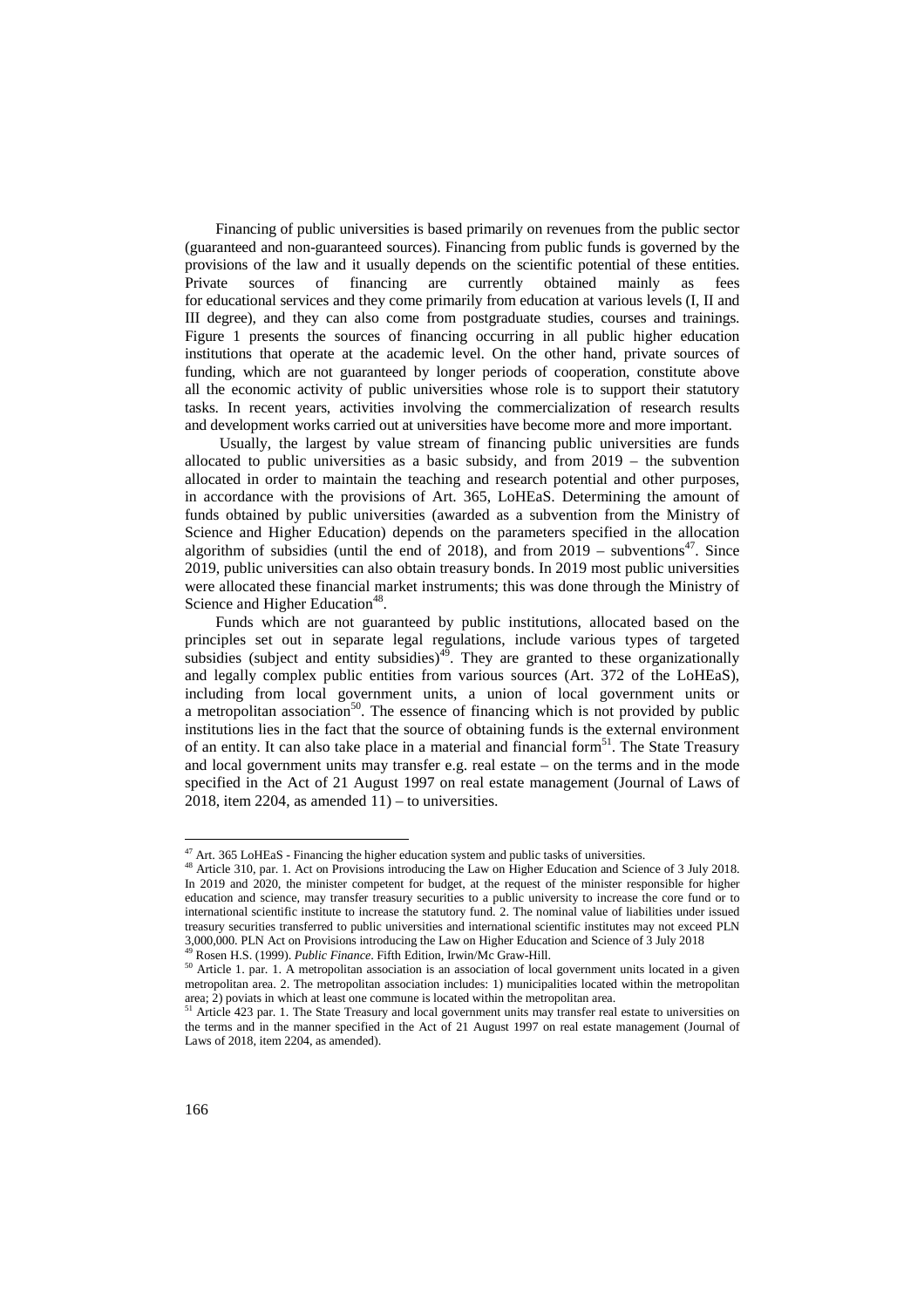Financing of public universities is based primarily on revenues from the public sector (guaranteed and non-guaranteed sources). Financing from public funds is governed by the provisions of the law and it usually depends on the scientific potential of these entities. Private sources of financing are currently obtained mainly as fees for educational services and they come primarily from education at various levels (I, II and III degree), and they can also come from postgraduate studies, courses and trainings. Figure 1 presents the sources of financing occurring in all public higher education institutions that operate at the academic level. On the other hand, private sources of funding, which are not guaranteed by longer periods of cooperation, constitute above all the economic activity of public universities whose role is to support their statutory tasks. In recent years, activities involving the commercialization of research results and development works carried out at universities have become more and more important.

Usually, the largest by value stream of financing public universities are funds allocated to public universities as a basic subsidy, and from 2019 – the subvention allocated in order to maintain the teaching and research potential and other purposes, in accordance with the provisions of Art. 365, LoHEaS. Determining the amount of funds obtained by public universities (awarded as a subvention from the Ministry of Science and Higher Education) depends on the parameters specified in the allocation algorithm of subsidies (until the end of 2018), and from 2019 – subventions[47]. Since 2019, public universities can also obtain treasury bonds. In 2019 most public universities were allocated these financial market instruments; this was done through the Ministry of Science and Higher Education[48].

Funds which are not guaranteed by public institutions, allocated based on the principles set out in separate legal regulations, include various types of targeted subsidies (subject and entity subsidies)[49]. They are granted to these organizationally and legally complex public entities from various sources (Art. 372 of the LoHEaS), including from local government units, a union of local government units or a metropolitan association[50]. The essence of financing which is not provided by public institutions lies in the fact that the source of obtaining funds is the external environment of an entity. It can also take place in a material and financial form[51]. The State Treasury and local government units may transfer e.g. real estate – on the terms and in the mode specified in the Act of 21 August 1997 on real estate management (Journal of Laws of 2018, item 2204, as amended 11) – to universities.

---

[47] Art. 365 LoHEaS - Financing the higher education system and public tasks of universities.

[48] Article 310, par. 1. Act on Provisions introducing the Law on Higher Education and Science of 3 July 2018. In 2019 and 2020, the minister competent for budget, at the request of the minister responsible for higher education and science, may transfer treasury securities to a public university to increase the core fund or to international scientific institute to increase the statutory fund. 2. The nominal value of liabilities under issued treasury securities transferred to public universities and international scientific institutes may not exceed PLN 3,000,000. PLN Act on Provisions introducing the Law on Higher Education and Science of 3 July 2018

[49] Rosen H.S. (1999). *Public Finance*. Fifth Edition, Irwin/Mc Graw-Hill.

[50] Article 1. par. 1. A metropolitan association is an association of local government units located in a given metropolitan area. 2. The metropolitan association includes: 1) municipalities located within the metropolitan area; 2) poviats in which at least one commune is located within the metropolitan area.

[51] Article 423 par. 1. The State Treasury and local government units may transfer real estate to universities on the terms and in the manner specified in the Act of 21 August 1997 on real estate management (Journal of Laws of 2018, item 2204, as amended).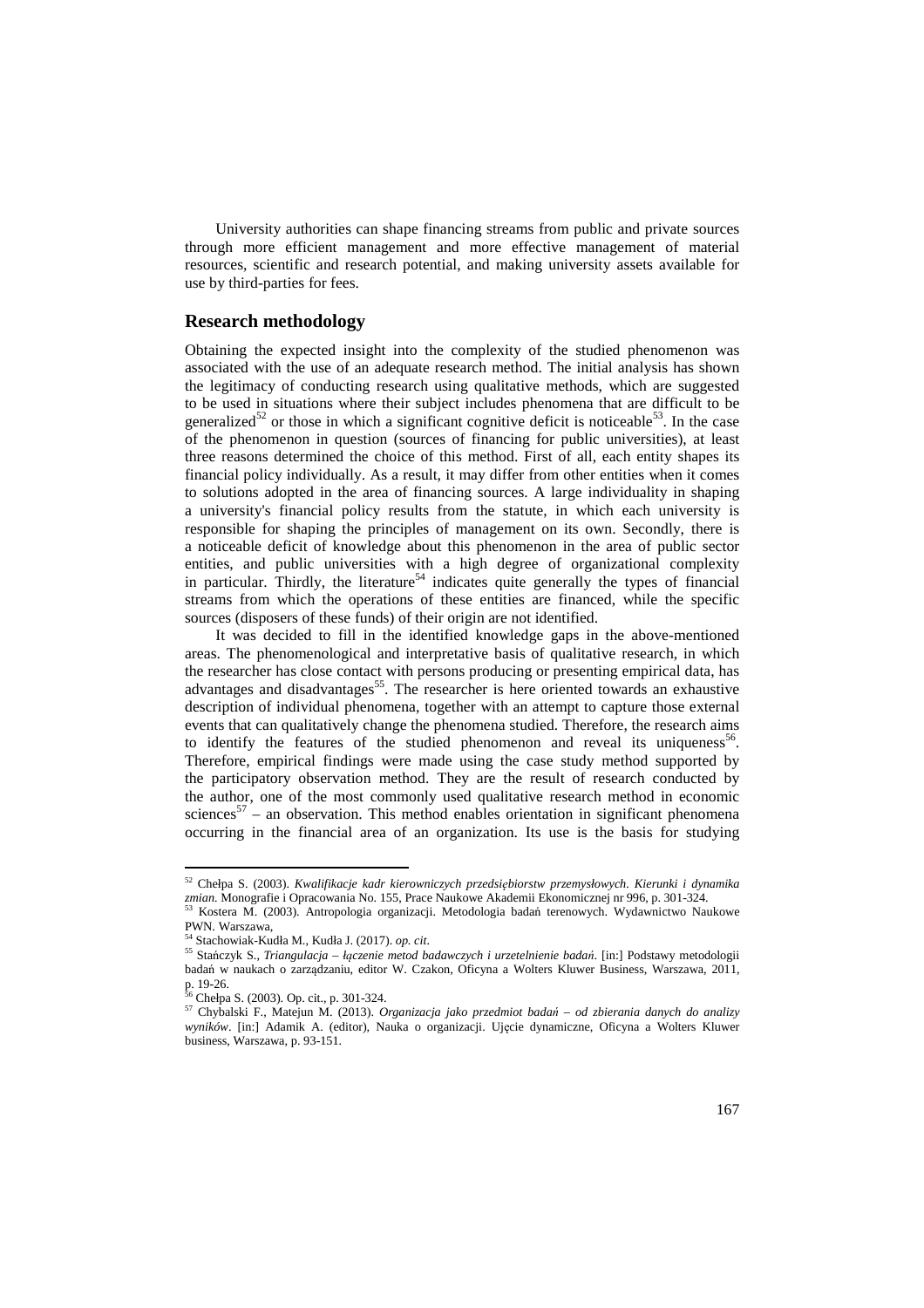University authorities can shape financing streams from public and private sources through more efficient management and more effective management of material resources, scientific and research potential, and making university assets available for use by third-parties for fees.

## Research methodology

Obtaining the expected insight into the complexity of the studied phenomenon was associated with the use of an adequate research method. The initial analysis has shown the legitimacy of conducting research using qualitative methods, which are suggested to be used in situations where their subject includes phenomena that are difficult to be generalized[52] or those in which a significant cognitive deficit is noticeable[53]. In the case of the phenomenon in question (sources of financing for public universities), at least three reasons determined the choice of this method. First of all, each entity shapes its financial policy individually. As a result, it may differ from other entities when it comes to solutions adopted in the area of financing sources. A large individuality in shaping a university's financial policy results from the statute, in which each university is responsible for shaping the principles of management on its own. Secondly, there is a noticeable deficit of knowledge about this phenomenon in the area of public sector entities, and public universities with a high degree of organizational complexity in particular. Thirdly, the literature[54] indicates quite generally the types of financial streams from which the operations of these entities are financed, while the specific sources (disposers of these funds) of their origin are not identified.

It was decided to fill in the identified knowledge gaps in the above-mentioned areas. The phenomenological and interpretative basis of qualitative research, in which the researcher has close contact with persons producing or presenting empirical data, has advantages and disadvantages[55]. The researcher is here oriented towards an exhaustive description of individual phenomena, together with an attempt to capture those external events that can qualitatively change the phenomena studied. Therefore, the research aims to identify the features of the studied phenomenon and reveal its uniqueness[56]. Therefore, empirical findings were made using the case study method supported by the participatory observation method. They are the result of research conducted by the author, one of the most commonly used qualitative research method in economic sciences[57] – an observation. This method enables orientation in significant phenomena occurring in the financial area of an organization. Its use is the basis for studying

---

[52] Chełpa S. (2003). *Kwalifikacje kadr kierowniczych przedsiębiorstw przemysłowych. Kierunki i dynamika zmian*. Monografie i Opracowania No. 155, Prace Naukowe Akademii Ekonomicznej nr 996, p. 301-324.

[53] Kostera M. (2003). Antropologia organizacji. Metodologia badań terenowych. Wydawnictwo Naukowe PWN. Warszawa,

[54] Stachowiak-Kudła M., Kudła J. (2017). *op. cit*.

[55] Stańczyk S., *Triangulacja – łączenie metod badawczych i urzetelnienie badań*. [in:] Podstawy metodologii badań w naukach o zarządzaniu, editor W. Czakon, Oficyna a Wolters Kluwer Business, Warszawa, 2011, p. 19-26.

[56] Chełpa S. (2003). Op. cit., p. 301-324.

[57] Chybalski F., Matejun M. (2013). *Organizacja jako przedmiot badań – od zbierania danych do analizy wyników*. [in:] Adamik A. (editor), Nauka o organizacji. Ujęcie dynamiczne, Oficyna a Wolters Kluwer business, Warszawa, p. 93-151.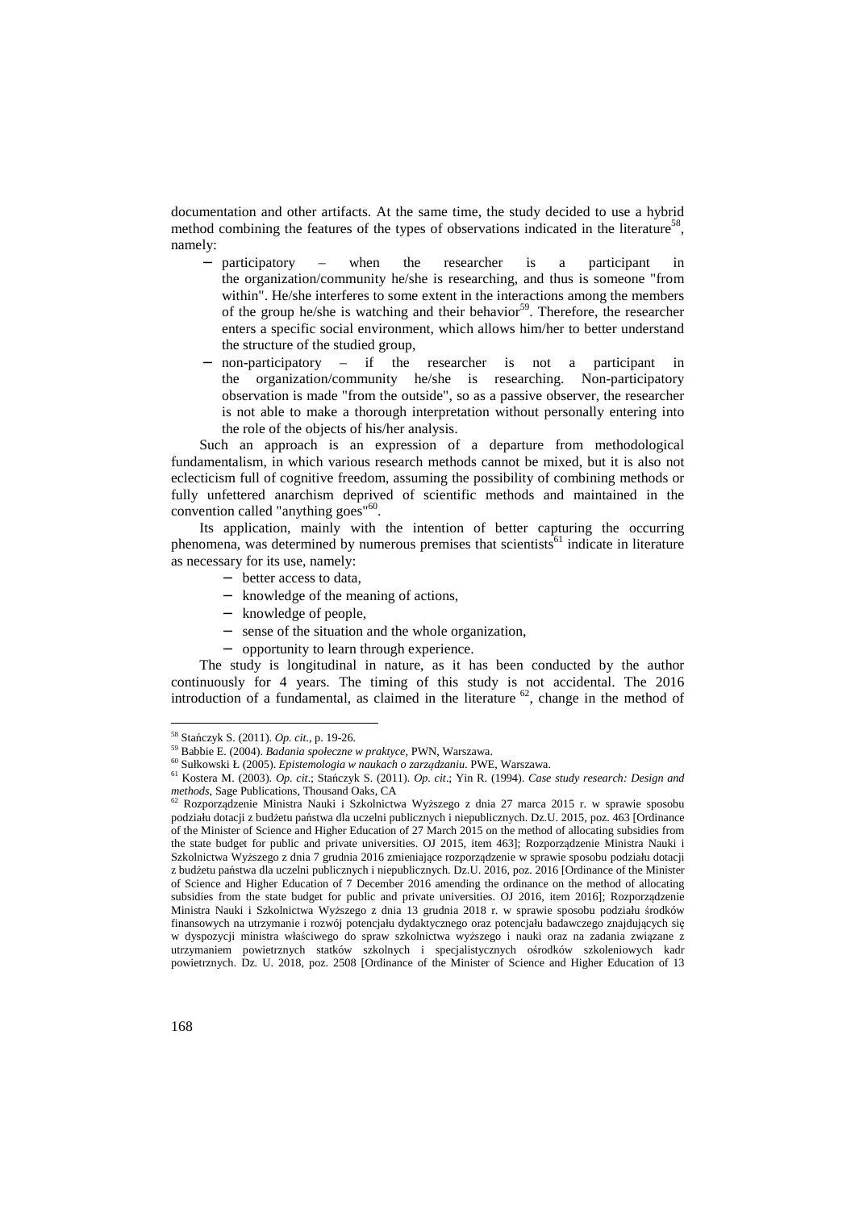documentation and other artifacts. At the same time, the study decided to use a hybrid method combining the features of the types of observations indicated in the literature[58], namely:

- participatory – when the researcher is a participant in the organization/community he/she is researching, and thus is someone "from within". He/she interferes to some extent in the interactions among the members of the group he/she is watching and their behavior[59]. Therefore, the researcher enters a specific social environment, which allows him/her to better understand the structure of the studied group,
- non-participatory – if the researcher is not a participant in the organization/community he/she is researching. Non-participatory observation is made "from the outside", so as a passive observer, the researcher is not able to make a thorough interpretation without personally entering into the role of the objects of his/her analysis.

Such an approach is an expression of a departure from methodological fundamentalism, in which various research methods cannot be mixed, but it is also not eclecticism full of cognitive freedom, assuming the possibility of combining methods or fully unfettered anarchism deprived of scientific methods and maintained in the convention called "anything goes"[60].

Its application, mainly with the intention of better capturing the occurring phenomena, was determined by numerous premises that scientists[61] indicate in literature as necessary for its use, namely:

- better access to data,
- knowledge of the meaning of actions,
- knowledge of people,
- sense of the situation and the whole organization,
- opportunity to learn through experience.

The study is longitudinal in nature, as it has been conducted by the author continuously for 4 years. The timing of this study is not accidental. The 2016 introduction of a fundamental, as claimed in the literature [62], change in the method of

---

[58] Stańczyk S. (2011). *Op. cit.*, p. 19-26.

[59] Babbie E. (2004). *Badania społeczne w praktyce*, PWN, Warszawa.

[60] Sułkowski Ł (2005). *Epistemologia w naukach o zarządzaniu.* PWE, Warszawa.

[61] Kostera M. (2003). *Op. cit*.; Stańczyk S. (2011). *Op. cit*.; Yin R. (1994). *Case study research: Design and methods*, Sage Publications, Thousand Oaks, CA

[62] Rozporządzenie Ministra Nauki i Szkolnictwa Wyższego z dnia 27 marca 2015 r. w sprawie sposobu podziału dotacji z budżetu państwa dla uczelni publicznych i niepublicznych. Dz.U. 2015, poz. 463 [Ordinance of the Minister of Science and Higher Education of 27 March 2015 on the method of allocating subsidies from the state budget for public and private universities. OJ 2015, item 463]; Rozporządzenie Ministra Nauki i Szkolnictwa Wyższego z dnia 7 grudnia 2016 zmieniające rozporządzenie w sprawie sposobu podziału dotacji z budżetu państwa dla uczelni publicznych i niepublicznych. Dz.U. 2016, poz. 2016 [Ordinance of the Minister of Science and Higher Education of 7 December 2016 amending the ordinance on the method of allocating subsidies from the state budget for public and private universities. OJ 2016, item 2016]; Rozporządzenie Ministra Nauki i Szkolnictwa Wyższego z dnia 13 grudnia 2018 r. w sprawie sposobu podziału środków finansowych na utrzymanie i rozwój potencjału dydaktycznego oraz potencjału badawczego znajdujących się w dyspozycji ministra właściwego do spraw szkolnictwa wyższego i nauki oraz na zadania związane z utrzymaniem powietrznych statków szkolnych i specjalistycznych ośrodków szkoleniowych kadr powietrznych. Dz. U. 2018, poz. 2508 [Ordinance of the Minister of Science and Higher Education of 13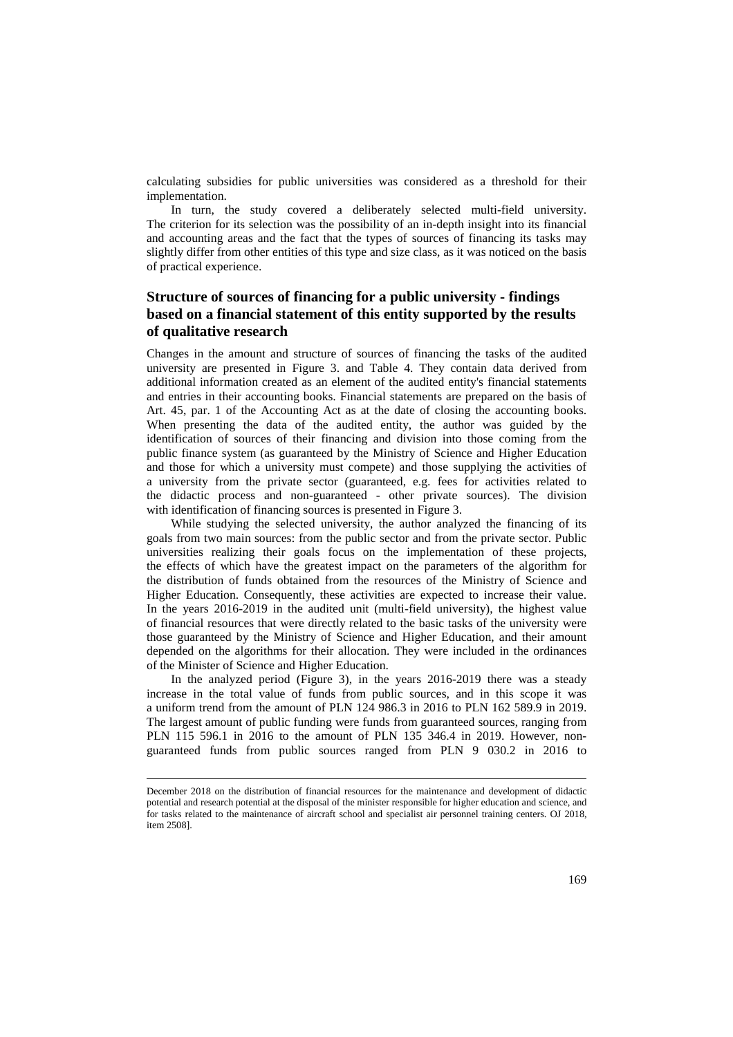calculating subsidies for public universities was considered as a threshold for their implementation.

In turn, the study covered a deliberately selected multi-field university. The criterion for its selection was the possibility of an in-depth insight into its financial and accounting areas and the fact that the types of sources of financing its tasks may slightly differ from other entities of this type and size class, as it was noticed on the basis of practical experience.

## Structure of sources of financing for a public university - findings based on a financial statement of this entity supported by the results of qualitative research

Changes in the amount and structure of sources of financing the tasks of the audited university are presented in Figure 3. and Table 4. They contain data derived from additional information created as an element of the audited entity's financial statements and entries in their accounting books. Financial statements are prepared on the basis of Art. 45, par. 1 of the Accounting Act as at the date of closing the accounting books. When presenting the data of the audited entity, the author was guided by the identification of sources of their financing and division into those coming from the public finance system (as guaranteed by the Ministry of Science and Higher Education and those for which a university must compete) and those supplying the activities of a university from the private sector (guaranteed, e.g. fees for activities related to the didactic process and non-guaranteed - other private sources). The division with identification of financing sources is presented in Figure 3.

While studying the selected university, the author analyzed the financing of its goals from two main sources: from the public sector and from the private sector. Public universities realizing their goals focus on the implementation of these projects, the effects of which have the greatest impact on the parameters of the algorithm for the distribution of funds obtained from the resources of the Ministry of Science and Higher Education. Consequently, these activities are expected to increase their value. In the years 2016-2019 in the audited unit (multi-field university), the highest value of financial resources that were directly related to the basic tasks of the university were those guaranteed by the Ministry of Science and Higher Education, and their amount depended on the algorithms for their allocation. They were included in the ordinances of the Minister of Science and Higher Education.

In the analyzed period (Figure 3), in the years 2016-2019 there was a steady increase in the total value of funds from public sources, and in this scope it was a uniform trend from the amount of PLN 124 986.3 in 2016 to PLN 162 589.9 in 2019. The largest amount of public funding were funds from guaranteed sources, ranging from PLN 115 596.1 in 2016 to the amount of PLN 135 346.4 in 2019. However, non-guaranteed funds from public sources ranged from PLN 9 030.2 in 2016 to

---

December 2018 on the distribution of financial resources for the maintenance and development of didactic potential and research potential at the disposal of the minister responsible for higher education and science, and for tasks related to the maintenance of aircraft school and specialist air personnel training centers. OJ 2018, item 2508].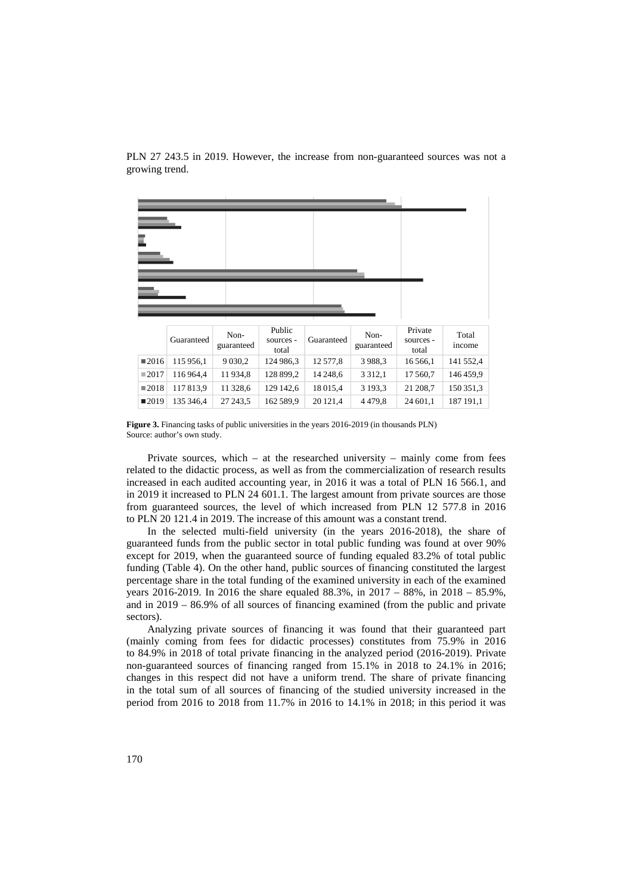PLN 27 243.5 in 2019. However, the increase from non-guaranteed sources was not a growing trend.

| | Guaranteed | Non-guaranteed | Public sources - total | Guaranteed | Non-guaranteed | Private sources - total | Total income |
|---|---|---|---|---|---|---|---|
| 2016 | 115 956,1 | 9 030,2 | 124 986,3 | 12 577,8 | 3 988,3 | 16 566,1 | 141 552,4 |
| 2017 | 116 964,4 | 11 934,8 | 128 899,2 | 14 248,6 | 3 312,1 | 17 560,7 | 146 459,9 |
| 2018 | 117 813,9 | 11 328,6 | 129 142,6 | 18 015,4 | 3 193,3 | 21 208,7 | 150 351,3 |
| 2019 | 135 346,4 | 27 243,5 | 162 589,9 | 20 121,4 | 4 479,8 | 24 601,1 | 187 191,1 |

**Figure 3.** Financing tasks of public universities in the years 2016-2019 (in thousands PLN)
Source: author's own study.

Private sources, which – at the researched university – mainly come from fees related to the didactic process, as well as from the commercialization of research results increased in each audited accounting year, in 2016 it was a total of PLN 16 566.1, and in 2019 it increased to PLN 24 601.1. The largest amount from private sources are those from guaranteed sources, the level of which increased from PLN 12 577.8 in 2016 to PLN 20 121.4 in 2019. The increase of this amount was a constant trend.

In the selected multi-field university (in the years 2016-2018), the share of guaranteed funds from the public sector in total public funding was found at over 90% except for 2019, when the guaranteed source of funding equaled 83.2% of total public funding (Table 4). On the other hand, public sources of financing constituted the largest percentage share in the total funding of the examined university in each of the examined years 2016-2019. In 2016 the share equaled 88.3%, in 2017 – 88%, in 2018 – 85.9%, and in 2019 – 86.9% of all sources of financing examined (from the public and private sectors).

Analyzing private sources of financing it was found that their guaranteed part (mainly coming from fees for didactic processes) constitutes from 75.9% in 2016 to 84.9% in 2018 of total private financing in the analyzed period (2016-2019). Private non-guaranteed sources of financing ranged from 15.1% in 2018 to 24.1% in 2016; changes in this respect did not have a uniform trend. The share of private financing in the total sum of all sources of financing of the studied university increased in the period from 2016 to 2018 from 11.7% in 2016 to 14.1% in 2018; in this period it was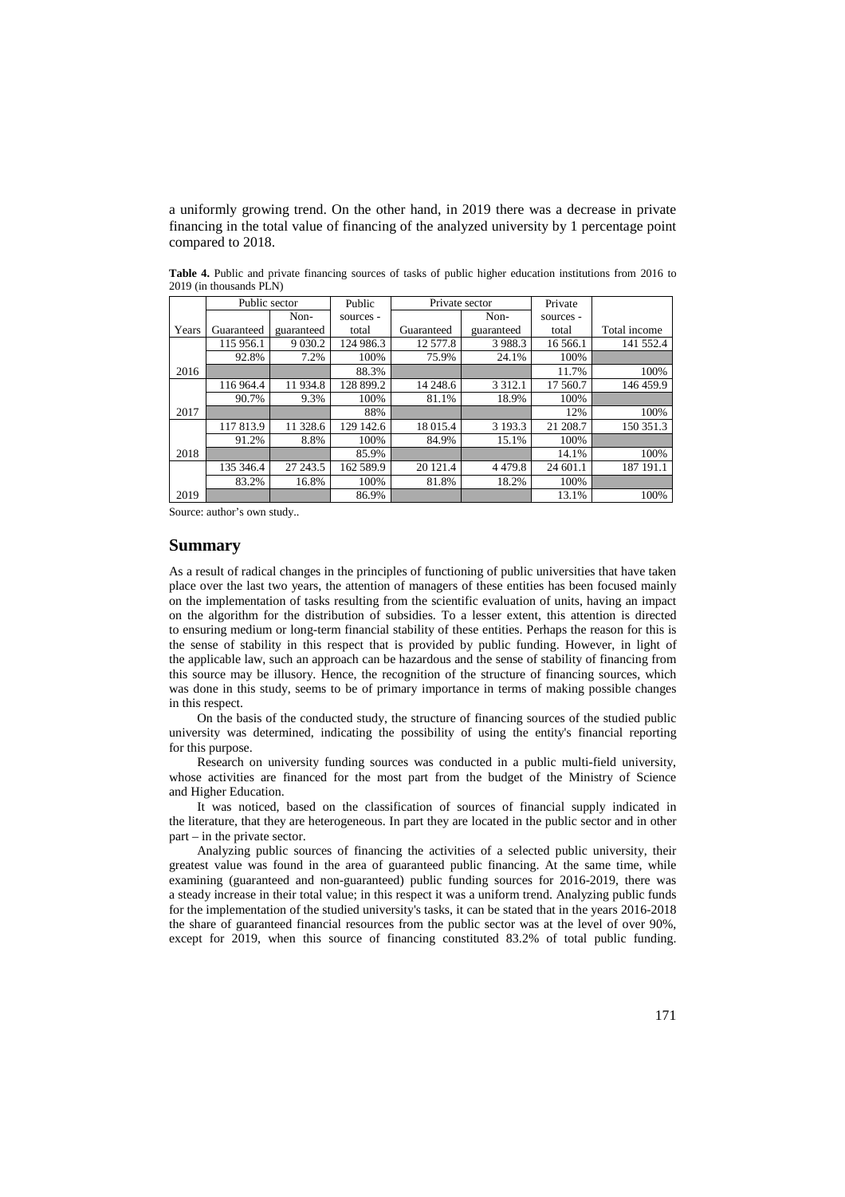a uniformly growing trend. On the other hand, in 2019 there was a decrease in private financing in the total value of financing of the analyzed university by 1 percentage point compared to 2018.

**Table 4.** Public and private financing sources of tasks of public higher education institutions from 2016 to 2019 (in thousands PLN)

| Years | Public sector | | Public sources - total | Private sector | | Private sources - total | Total income |
|---|---|---|---|---|---|---|---|
| | Guaranteed | Non-guaranteed | | Guaranteed | Non-guaranteed | | |
| 2016 | 115 956.1 | 9 030.2 | 124 986.3 | 12 577.8 | 3 988.3 | 16 566.1 | 141 552.4 |
| | 92.8% | 7.2% | 100% | 75.9% | 24.1% | 100% | |
| | | | 88.3% | | | 11.7% | 100% |
| 2017 | 116 964.4 | 11 934.8 | 128 899.2 | 14 248.6 | 3 312.1 | 17 560.7 | 146 459.9 |
| | 90.7% | 9.3% | 100% | 81.1% | 18.9% | 100% | |
| | | | 88% | | | 12% | 100% |
| 2018 | 117 813.9 | 11 328.6 | 129 142.6 | 18 015.4 | 3 193.3 | 21 208.7 | 150 351.3 |
| | 91.2% | 8.8% | 100% | 84.9% | 15.1% | 100% | |
| | | | 85.9% | | | 14.1% | 100% |
| 2019 | 135 346.4 | 27 243.5 | 162 589.9 | 20 121.4 | 4 479.8 | 24 601.1 | 187 191.1 |
| | 83.2% | 16.8% | 100% | 81.8% | 18.2% | 100% | |
| | | | 86.9% | | | 13.1% | 100% |

Source: author's own study..

## Summary

As a result of radical changes in the principles of functioning of public universities that have taken place over the last two years, the attention of managers of these entities has been focused mainly on the implementation of tasks resulting from the scientific evaluation of units, having an impact on the algorithm for the distribution of subsidies. To a lesser extent, this attention is directed to ensuring medium or long-term financial stability of these entities. Perhaps the reason for this is the sense of stability in this respect that is provided by public funding. However, in light of the applicable law, such an approach can be hazardous and the sense of stability of financing from this source may be illusory. Hence, the recognition of the structure of financing sources, which was done in this study, seems to be of primary importance in terms of making possible changes in this respect.

On the basis of the conducted study, the structure of financing sources of the studied public university was determined, indicating the possibility of using the entity's financial reporting for this purpose.

Research on university funding sources was conducted in a public multi-field university, whose activities are financed for the most part from the budget of the Ministry of Science and Higher Education.

It was noticed, based on the classification of sources of financial supply indicated in the literature, that they are heterogeneous. In part they are located in the public sector and in other part – in the private sector.

Analyzing public sources of financing the activities of a selected public university, their greatest value was found in the area of guaranteed public financing. At the same time, while examining (guaranteed and non-guaranteed) public funding sources for 2016-2019, there was a steady increase in their total value; in this respect it was a uniform trend. Analyzing public funds for the implementation of the studied university's tasks, it can be stated that in the years 2016-2018 the share of guaranteed financial resources from the public sector was at the level of over 90%, except for 2019, when this source of financing constituted 83.2% of total public funding.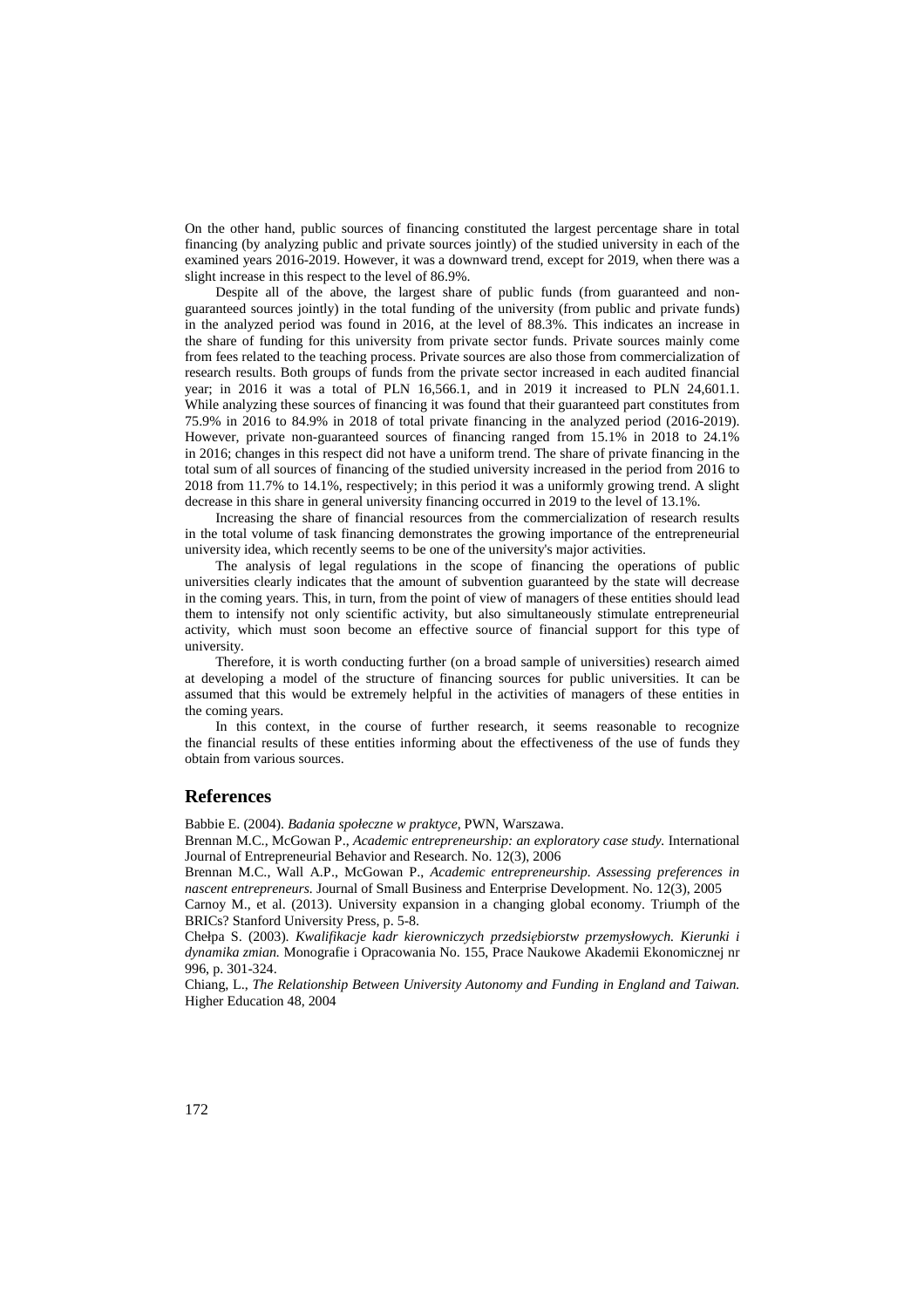On the other hand, public sources of financing constituted the largest percentage share in total financing (by analyzing public and private sources jointly) of the studied university in each of the examined years 2016-2019. However, it was a downward trend, except for 2019, when there was a slight increase in this respect to the level of 86.9%.

Despite all of the above, the largest share of public funds (from guaranteed and non-guaranteed sources jointly) in the total funding of the university (from public and private funds) in the analyzed period was found in 2016, at the level of 88.3%. This indicates an increase in the share of funding for this university from private sector funds. Private sources mainly come from fees related to the teaching process. Private sources are also those from commercialization of research results. Both groups of funds from the private sector increased in each audited financial year; in 2016 it was a total of PLN 16,566.1, and in 2019 it increased to PLN 24,601.1. While analyzing these sources of financing it was found that their guaranteed part constitutes from 75.9% in 2016 to 84.9% in 2018 of total private financing in the analyzed period (2016-2019). However, private non-guaranteed sources of financing ranged from 15.1% in 2018 to 24.1% in 2016; changes in this respect did not have a uniform trend. The share of private financing in the total sum of all sources of financing of the studied university increased in the period from 2016 to 2018 from 11.7% to 14.1%, respectively; in this period it was a uniformly growing trend. A slight decrease in this share in general university financing occurred in 2019 to the level of 13.1%.

Increasing the share of financial resources from the commercialization of research results in the total volume of task financing demonstrates the growing importance of the entrepreneurial university idea, which recently seems to be one of the university's major activities.

The analysis of legal regulations in the scope of financing the operations of public universities clearly indicates that the amount of subvention guaranteed by the state will decrease in the coming years. This, in turn, from the point of view of managers of these entities should lead them to intensify not only scientific activity, but also simultaneously stimulate entrepreneurial activity, which must soon become an effective source of financial support for this type of university.

Therefore, it is worth conducting further (on a broad sample of universities) research aimed at developing a model of the structure of financing sources for public universities. It can be assumed that this would be extremely helpful in the activities of managers of these entities in the coming years.

In this context, in the course of further research, it seems reasonable to recognize the financial results of these entities informing about the effectiveness of the use of funds they obtain from various sources.

## References

Babbie E. (2004). *Badania społeczne w praktyce*, PWN, Warszawa.

Brennan M.C., McGowan P., *Academic entrepreneurship: an exploratory case study.* International Journal of Entrepreneurial Behavior and Research. No. 12(3), 2006

Brennan M.C., Wall A.P., McGowan P., *Academic entrepreneurship. Assessing preferences in nascent entrepreneurs.* Journal of Small Business and Enterprise Development. No. 12(3), 2005

Carnoy M., et al. (2013). University expansion in a changing global economy. Triumph of the BRICs? Stanford University Press, p. 5-8.

Chełpa S. (2003). *Kwalifikacje kadr kierowniczych przedsiębiorstw przemysłowych. Kierunki i dynamika zmian.* Monografie i Opracowania No. 155, Prace Naukowe Akademii Ekonomicznej nr 996, p. 301-324.

Chiang, L., *The Relationship Between University Autonomy and Funding in England and Taiwan.* Higher Education 48, 2004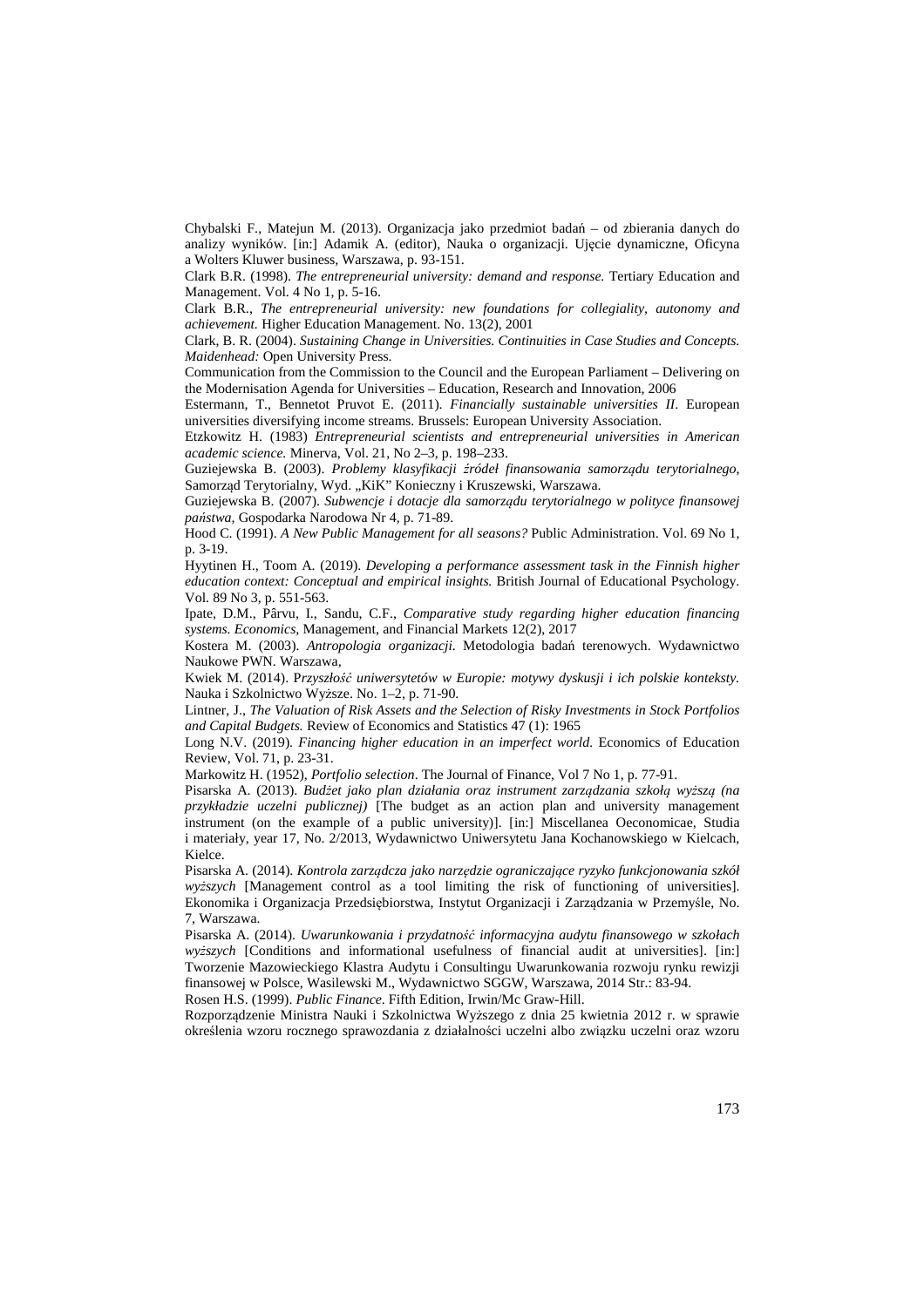Chybalski F., Matejun M. (2013). Organizacja jako przedmiot badań – od zbierania danych do analizy wyników. [in:] Adamik A. (editor), Nauka o organizacji. Ujęcie dynamiczne, Oficyna a Wolters Kluwer business, Warszawa, p. 93-151.

Clark B.R. (1998). *The entrepreneurial university: demand and response.* Tertiary Education and Management. Vol. 4 No 1, p. 5-16.

Clark B.R., *The entrepreneurial university: new foundations for collegiality, autonomy and achievement.* Higher Education Management. No. 13(2), 2001

Clark, B. R. (2004). *Sustaining Change in Universities. Continuities in Case Studies and Concepts. Maidenhead:* Open University Press.

Communication from the Commission to the Council and the European Parliament – Delivering on the Modernisation Agenda for Universities – Education, Research and Innovation, 2006

Estermann, T., Bennetot Pruvot E. (2011). *Financially sustainable universities II*. European universities diversifying income streams. Brussels: European University Association.

Etzkowitz H. (1983) *Entrepreneurial scientists and entrepreneurial universities in American academic science.* Minerva, Vol. 21, No 2–3, p. 198–233.

Guziejewska B. (2003). *Problemy klasyfikacji źródeł finansowania samorządu terytorialnego*, Samorząd Terytorialny, Wyd. „KiK" Konieczny i Kruszewski, Warszawa.

Guziejewska B. (2007). *Subwencje i dotacje dla samorządu terytorialnego w polityce finansowej państwa,* Gospodarka Narodowa Nr 4, p. 71-89.

Hood C. (1991). *A New Public Management for all seasons?* Public Administration. Vol. 69 No 1, p. 3-19.

Hyytinen H., Toom A. (2019). *Developing a performance assessment task in the Finnish higher education context: Conceptual and empirical insights.* British Journal of Educational Psychology. Vol. 89 No 3, p. 551-563.

Ipate, D.M., Pârvu, I., Sandu, C.F., *Comparative study regarding higher education financing systems. Economics,* Management, and Financial Markets 12(2), 2017

Kostera M. (2003). *Antropologia organizacji.* Metodologia badań terenowych. Wydawnictwo Naukowe PWN. Warszawa,

Kwiek M. (2014). P*rzyszłość uniwersytetów w Europie: motywy dyskusji i ich polskie konteksty.* Nauka i Szkolnictwo Wyższe. No. 1–2, p. 71-90.

Lintner, J., *The Valuation of Risk Assets and the Selection of Risky Investments in Stock Portfolios and Capital Budgets.* Review of Economics and Statistics 47 (1): 1965

Long N.V. (2019). *Financing higher education in an imperfect world.* Economics of Education Review, Vol. 71, p. 23-31.

Markowitz H. (1952), *Portfolio selection*. The Journal of Finance, Vol 7 No 1, p. 77-91.

Pisarska A. (2013). *Budżet jako plan działania oraz instrument zarządzania szkołą wyższą (na przykładzie uczelni publicznej)* [The budget as an action plan and university management instrument (on the example of a public university)]. [in:] Miscellanea Oeconomicae, Studia i materiały, year 17, No. 2/2013, Wydawnictwo Uniwersytetu Jana Kochanowskiego w Kielcach, Kielce.

Pisarska A. (2014). *Kontrola zarządcza jako narzędzie ograniczające ryzyko funkcjonowania szkół wyższych* [Management control as a tool limiting the risk of functioning of universities]. Ekonomika i Organizacja Przedsiębiorstwa, Instytut Organizacji i Zarządzania w Przemyśle, No. 7, Warszawa.

Pisarska A. (2014). *Uwarunkowania i przydatność informacyjna audytu finansowego w szkołach wyższych* [Conditions and informational usefulness of financial audit at universities]. [in:] Tworzenie Mazowieckiego Klastra Audytu i Consultingu Uwarunkowania rozwoju rynku rewizji finansowej w Polsce, Wasilewski M., Wydawnictwo SGGW, Warszawa, 2014 Str.: 83-94.

Rosen H.S. (1999). *Public Finance*. Fifth Edition, Irwin/Mc Graw-Hill.

Rozporządzenie Ministra Nauki i Szkolnictwa Wyższego z dnia 25 kwietnia 2012 r. w sprawie określenia wzoru rocznego sprawozdania z działalności uczelni albo związku uczelni oraz wzoru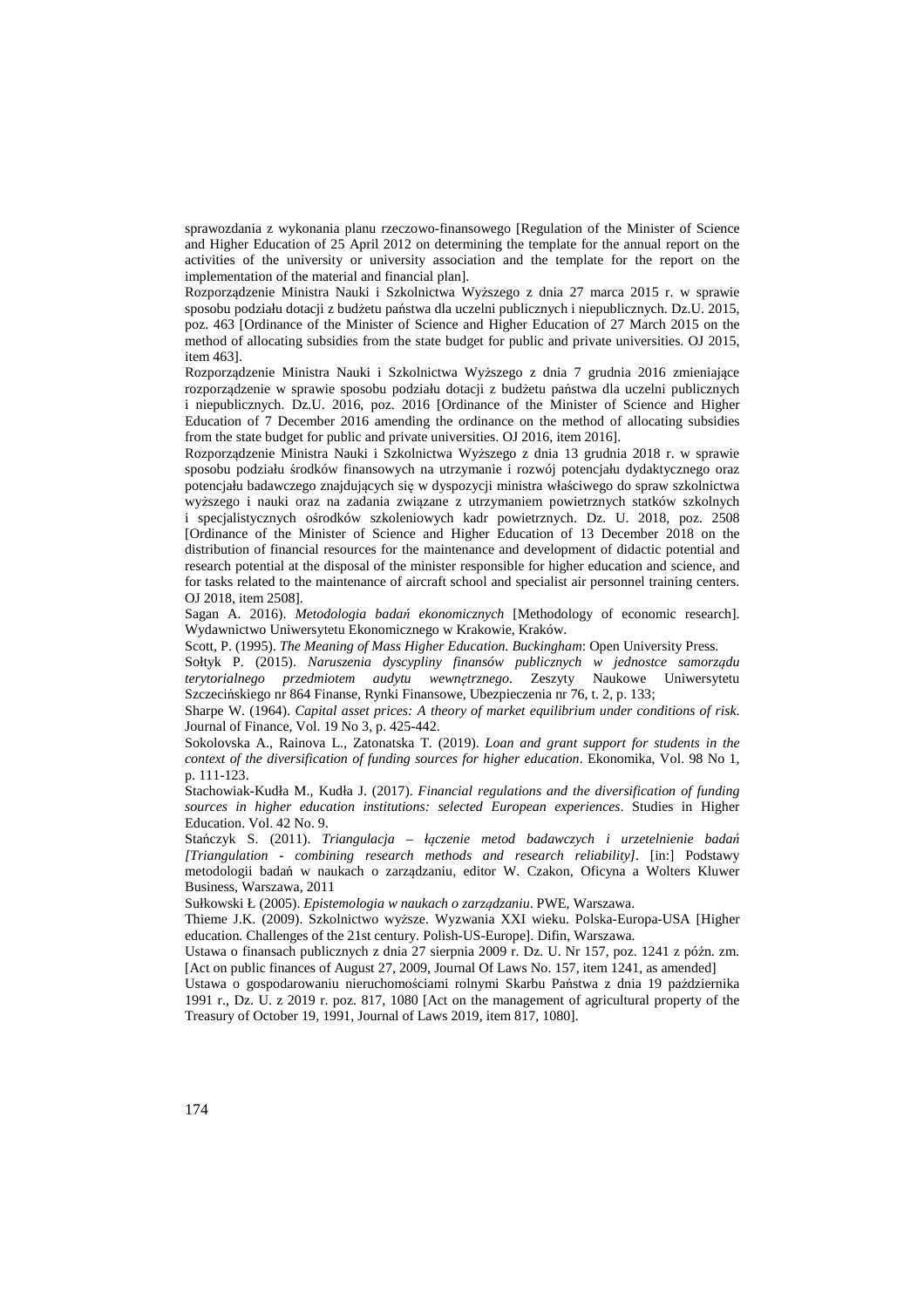sprawozdania z wykonania planu rzeczowo-finansowego [Regulation of the Minister of Science and Higher Education of 25 April 2012 on determining the template for the annual report on the activities of the university or university association and the template for the report on the implementation of the material and financial plan].

Rozporządzenie Ministra Nauki i Szkolnictwa Wyższego z dnia 27 marca 2015 r. w sprawie sposobu podziału dotacji z budżetu państwa dla uczelni publicznych i niepublicznych. Dz.U. 2015, poz. 463 [Ordinance of the Minister of Science and Higher Education of 27 March 2015 on the method of allocating subsidies from the state budget for public and private universities. OJ 2015, item 463].

Rozporządzenie Ministra Nauki i Szkolnictwa Wyższego z dnia 7 grudnia 2016 zmieniające rozporządzenie w sprawie sposobu podziału dotacji z budżetu państwa dla uczelni publicznych i niepublicznych. Dz.U. 2016, poz. 2016 [Ordinance of the Minister of Science and Higher Education of 7 December 2016 amending the ordinance on the method of allocating subsidies from the state budget for public and private universities. OJ 2016, item 2016].

Rozporządzenie Ministra Nauki i Szkolnictwa Wyższego z dnia 13 grudnia 2018 r. w sprawie sposobu podziału środków finansowych na utrzymanie i rozwój potencjału dydaktycznego oraz potencjału badawczego znajdujących się w dyspozycji ministra właściwego do spraw szkolnictwa wyższego i nauki oraz na zadania związane z utrzymaniem powietrznych statków szkolnych i specjalistycznych ośrodków szkoleniowych kadr powietrznych. Dz. U. 2018, poz. 2508 [Ordinance of the Minister of Science and Higher Education of 13 December 2018 on the distribution of financial resources for the maintenance and development of didactic potential and research potential at the disposal of the minister responsible for higher education and science, and for tasks related to the maintenance of aircraft school and specialist air personnel training centers. OJ 2018, item 2508].

Sagan A. 2016). *Metodologia badań ekonomicznych* [Methodology of economic research]. Wydawnictwo Uniwersytetu Ekonomicznego w Krakowie, Kraków.

Scott, P. (1995). *The Meaning of Mass Higher Education. Buckingham*: Open University Press.

Sołtyk P. (2015). *Naruszenia dyscypliny finansów publicznych w jednostce samorządu terytorialnego przedmiotem audytu wewnętrznego*. Zeszyty Naukowe Uniwersytetu Szczecińskiego nr 864 Finanse, Rynki Finansowe, Ubezpieczenia nr 76, t. 2, p. 133;

Sharpe W. (1964). *Capital asset prices: A theory of market equilibrium under conditions of risk*. Journal of Finance, Vol. 19 No 3, p. 425-442.

Sokolovska A., Rainova L., Zatonatska T. (2019). *Loan and grant support for students in the context of the diversification of funding sources for higher education*. Ekonomika, Vol. 98 No 1, p. 111-123.

Stachowiak-Kudła M., Kudła J. (2017). *Financial regulations and the diversification of funding sources in higher education institutions: selected European experiences*. Studies in Higher Education. Vol. 42 No. 9.

Stańczyk S. (2011). *Triangulacja – łączenie metod badawczych i urzetelnienie badań [Triangulation - combining research methods and research reliability]*. [in:] Podstawy metodologii badań w naukach o zarządzaniu, editor W. Czakon, Oficyna a Wolters Kluwer Business, Warszawa, 2011

Sułkowski Ł (2005). *Epistemologia w naukach o zarządzaniu*. PWE, Warszawa.

Thieme J.K. (2009). Szkolnictwo wyższe. Wyzwania XXI wieku. Polska-Europa-USA [Higher education. Challenges of the 21st century. Polish-US-Europe]. Difin, Warszawa.

Ustawa o finansach publicznych z dnia 27 sierpnia 2009 r. Dz. U. Nr 157, poz. 1241 z późn. zm. [Act on public finances of August 27, 2009, Journal Of Laws No. 157, item 1241, as amended]

Ustawa o gospodarowaniu nieruchomościami rolnymi Skarbu Państwa z dnia 19 października 1991 r., Dz. U. z 2019 r. poz. 817, 1080 [Act on the management of agricultural property of the Treasury of October 19, 1991, Journal of Laws 2019, item 817, 1080].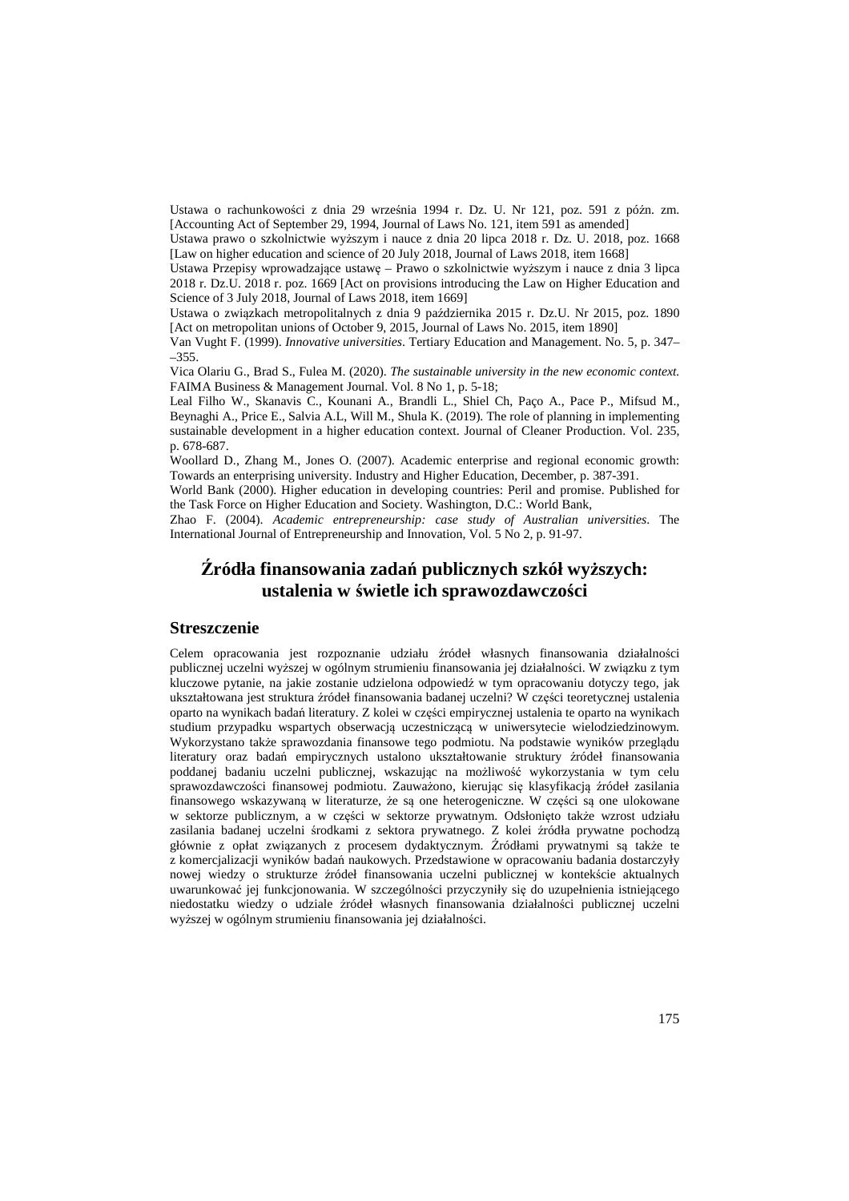Ustawa o rachunkowości z dnia 29 września 1994 r. Dz. U. Nr 121, poz. 591 z późn. zm. [Accounting Act of September 29, 1994, Journal of Laws No. 121, item 591 as amended]

Ustawa prawo o szkolnictwie wyższym i nauce z dnia 20 lipca 2018 r. Dz. U. 2018, poz. 1668 [Law on higher education and science of 20 July 2018, Journal of Laws 2018, item 1668]

Ustawa Przepisy wprowadzające ustawę – Prawo o szkolnictwie wyższym i nauce z dnia 3 lipca 2018 r. Dz.U. 2018 r. poz. 1669 [Act on provisions introducing the Law on Higher Education and Science of 3 July 2018, Journal of Laws 2018, item 1669]

Ustawa o związkach metropolitalnych z dnia 9 października 2015 r. Dz.U. Nr 2015, poz. 1890 [Act on metropolitan unions of October 9, 2015, Journal of Laws No. 2015, item 1890]

Van Vught F. (1999). *Innovative universities*. Tertiary Education and Management. No. 5, p. 347––355.

Vica Olariu G., Brad S., Fulea M. (2020). *The sustainable university in the new economic context.* FAIMA Business & Management Journal. Vol. 8 No 1, p. 5-18;

Leal Filho W., Skanavis C., Kounani A., Brandli L., Shiel Ch, Paço A., Pace P., Mifsud M., Beynaghi A., Price E., Salvia A.L, Will M., Shula K. (2019). The role of planning in implementing sustainable development in a higher education context. Journal of Cleaner Production. Vol. 235, p. 678-687.

Woollard D., Zhang M., Jones O. (2007). Academic enterprise and regional economic growth: Towards an enterprising university. Industry and Higher Education, December, p. 387-391.

World Bank (2000). Higher education in developing countries: Peril and promise. Published for the Task Force on Higher Education and Society. Washington, D.C.: World Bank,

Zhao F. (2004). *Academic entrepreneurship: case study of Australian universities*. The International Journal of Entrepreneurship and Innovation, Vol. 5 No 2, p. 91-97.

# Źródła finansowania zadań publicznych szkół wyższych: ustalenia w świetle ich sprawozdawczości

## Streszczenie

Celem opracowania jest rozpoznanie udziału źródeł własnych finansowania działalności publicznej uczelni wyższej w ogólnym strumieniu finansowania jej działalności. W związku z tym kluczowe pytanie, na jakie zostanie udzielona odpowiedź w tym opracowaniu dotyczy tego, jak ukształtowana jest struktura źródeł finansowania badanej uczelni? W części teoretycznej ustalenia oparto na wynikach badań literatury. Z kolei w części empirycznej ustalenia te oparto na wynikach studium przypadku wspartych obserwacją uczestniczącą w uniwersytecie wielodziedzinowym. Wykorzystano także sprawozdania finansowe tego podmiotu. Na podstawie wyników przeglądu literatury oraz badań empirycznych ustalono ukształtowanie struktury źródeł finansowania poddanej badaniu uczelni publicznej, wskazując na możliwość wykorzystania w tym celu sprawozdawczości finansowej podmiotu. Zauważono, kierując się klasyfikacją źródeł zasilania finansowego wskazywaną w literaturze, że są one heterogeniczne. W części są one ulokowane w sektorze publicznym, a w części w sektorze prywatnym. Odsłonięto także wzrost udziału zasilania badanej uczelni środkami z sektora prywatnego. Z kolei źródła prywatne pochodzą głównie z opłat związanych z procesem dydaktycznym. Źródłami prywatnymi są także te z komercjalizacji wyników badań naukowych. Przedstawione w opracowaniu badania dostarczyły nowej wiedzy o strukturze źródeł finansowania uczelni publicznej w kontekście aktualnych uwarunkowań jej funkcjonowania. W szczególności przyczyniły się do uzupełnienia istniejącego niedostatku wiedzy o udziale źródeł własnych finansowania działalności publicznej uczelni wyższej w ogólnym strumieniu finansowania jej działalności.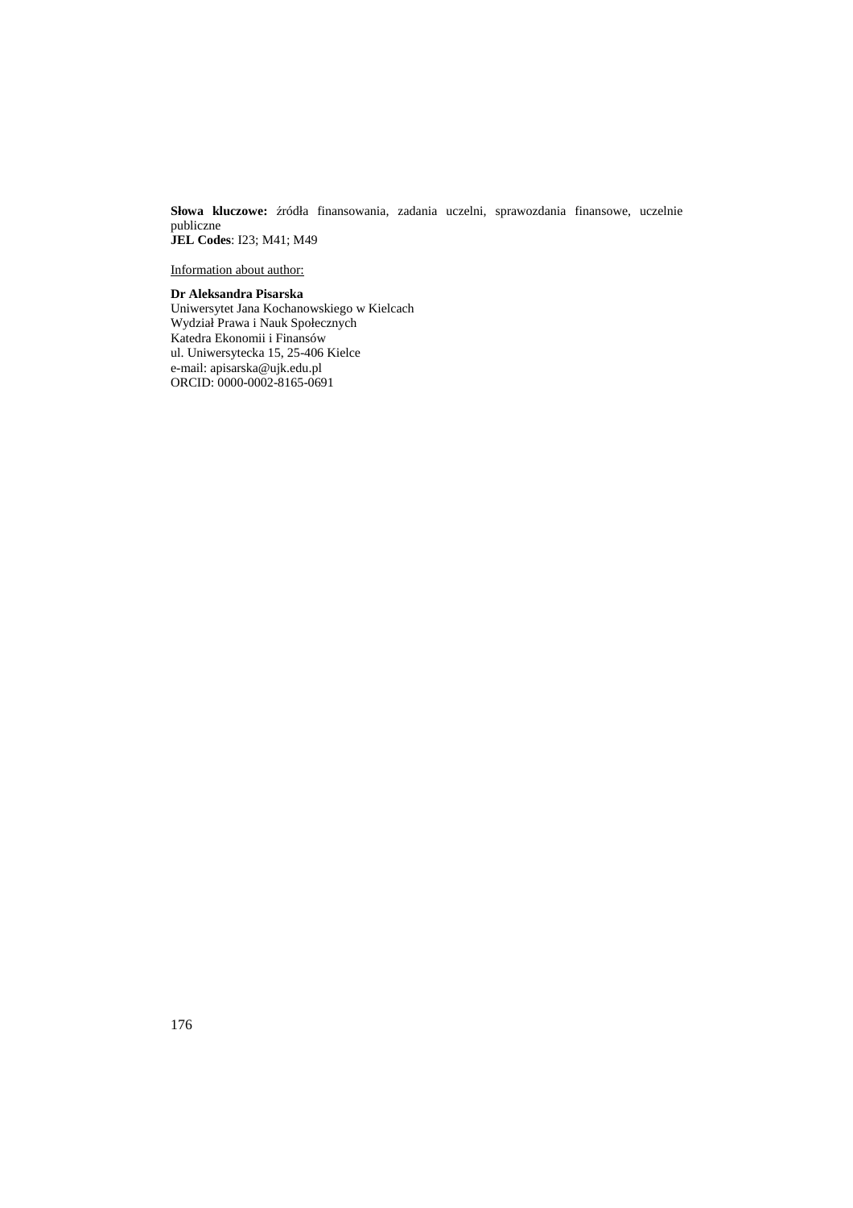**Słowa kluczowe:** źródła finansowania, zadania uczelni, sprawozdania finansowe, uczelnie publiczne
**JEL Codes**: I23; M41; M49

Information about author:

**Dr Aleksandra Pisarska**
Uniwersytet Jana Kochanowskiego w Kielcach
Wydział Prawa i Nauk Społecznych
Katedra Ekonomii i Finansów
ul. Uniwersytecka 15, 25-406 Kielce
e-mail: apisarska@ujk.edu.pl
ORCID: 0000-0002-8165-0691